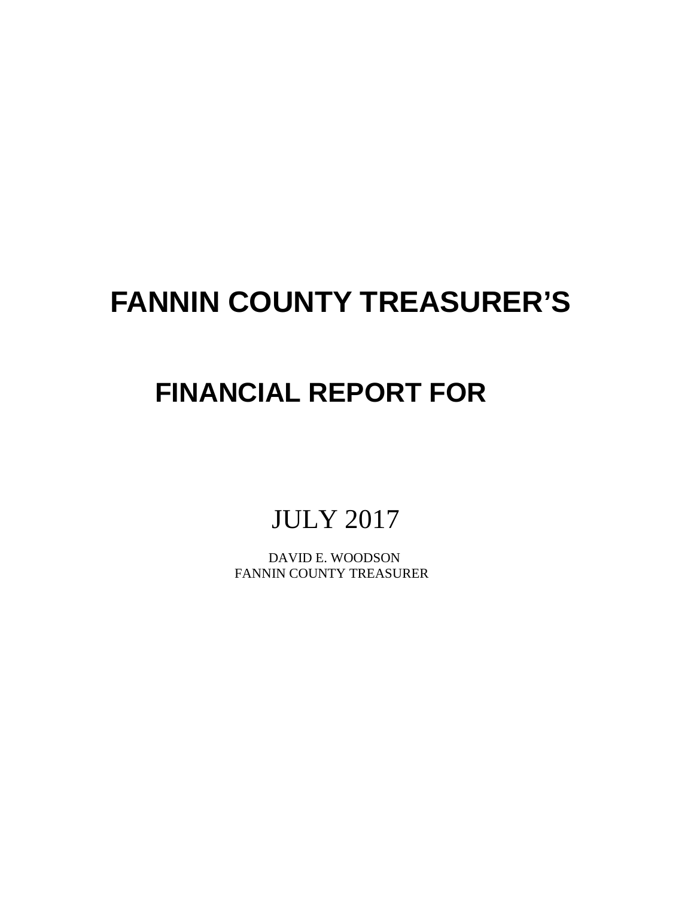# FANNIN COUNTY TREASURER'S

# FINANCIAL REPORT FOR

JULY 2017

DAVID E. WOODSON
FANNIN COUNTY TREASURER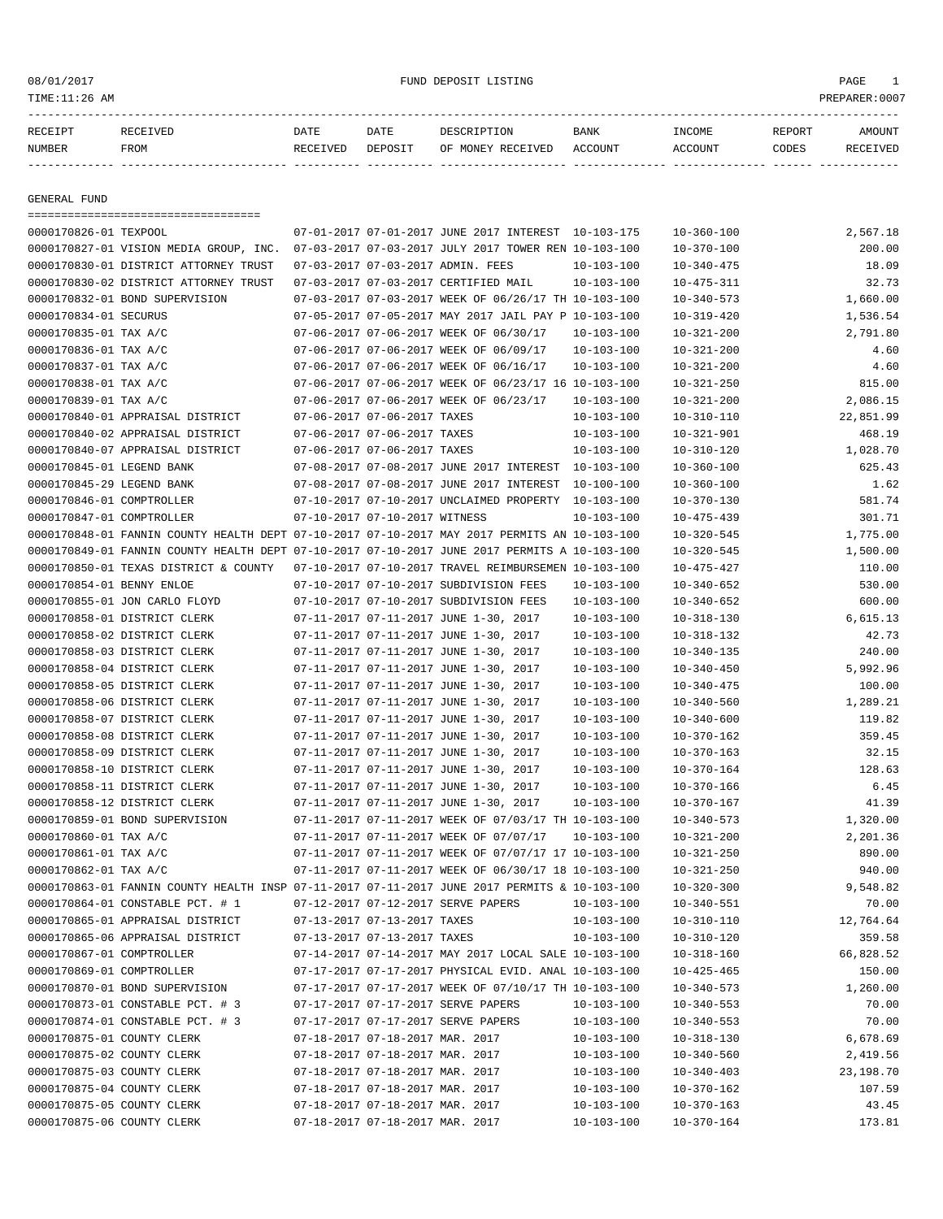08/01/2017 FUND DEPOSIT LISTING
TIME:11:26 AM PREPARER:0007

| RECEIPT NUMBER | RECEIVED FROM | DATE RECEIVED | DATE DEPOSIT | DESCRIPTION OF MONEY RECEIVED | BANK ACCOUNT | INCOME ACCOUNT | REPORT CODES | AMOUNT RECEIVED |
|---|---|---|---|---|---|---|---|---|

## GENERAL FUND

| RECEIPT NUMBER | RECEIVED FROM | DATE RECEIVED | DATE DEPOSIT | DESCRIPTION OF MONEY RECEIVED | BANK ACCOUNT | INCOME ACCOUNT | REPORT CODES | AMOUNT RECEIVED |
|---|---|---|---|---|---|---|---|---|
| 0000170826-01 | TEXPOOL | 07-01-2017 | 07-01-2017 | JUNE 2017 INTEREST | 10-103-175 | 10-360-100 | | 2,567.18 |
| 0000170827-01 | VISION MEDIA GROUP, INC. | 07-03-2017 | 07-03-2017 | JULY 2017 TOWER REN | 10-103-100 | 10-370-100 | | 200.00 |
| 0000170830-01 | DISTRICT ATTORNEY TRUST | 07-03-2017 | 07-03-2017 | ADMIN. FEES | 10-103-100 | 10-340-475 | | 18.09 |
| 0000170830-02 | DISTRICT ATTORNEY TRUST | 07-03-2017 | 07-03-2017 | CERTIFIED MAIL | 10-103-100 | 10-475-311 | | 32.73 |
| 0000170832-01 | BOND SUPERVISION | 07-03-2017 | 07-03-2017 | WEEK OF 06/26/17 TH | 10-103-100 | 10-340-573 | | 1,660.00 |
| 0000170834-01 | SECURUS | 07-05-2017 | 07-05-2017 | MAY 2017 JAIL PAY P | 10-103-100 | 10-319-420 | | 1,536.54 |
| 0000170835-01 | TAX A/C | 07-06-2017 | 07-06-2017 | WEEK OF 06/30/17 | 10-103-100 | 10-321-200 | | 2,791.80 |
| 0000170836-01 | TAX A/C | 07-06-2017 | 07-06-2017 | WEEK OF 06/09/17 | 10-103-100 | 10-321-200 | | 4.60 |
| 0000170837-01 | TAX A/C | 07-06-2017 | 07-06-2017 | WEEK OF 06/16/17 | 10-103-100 | 10-321-200 | | 4.60 |
| 0000170838-01 | TAX A/C | 07-06-2017 | 07-06-2017 | WEEK OF 06/23/17 16 | 10-103-100 | 10-321-250 | | 815.00 |
| 0000170839-01 | TAX A/C | 07-06-2017 | 07-06-2017 | WEEK OF 06/23/17 | 10-103-100 | 10-321-200 | | 2,086.15 |
| 0000170840-01 | APPRAISAL DISTRICT | 07-06-2017 | 07-06-2017 | TAXES | 10-103-100 | 10-310-110 | | 22,851.99 |
| 0000170840-02 | APPRAISAL DISTRICT | 07-06-2017 | 07-06-2017 | TAXES | 10-103-100 | 10-321-901 | | 468.19 |
| 0000170840-07 | APPRAISAL DISTRICT | 07-06-2017 | 07-06-2017 | TAXES | 10-103-100 | 10-310-120 | | 1,028.70 |
| 0000170845-01 | LEGEND BANK | 07-08-2017 | 07-08-2017 | JUNE 2017 INTEREST | 10-103-100 | 10-360-100 | | 625.43 |
| 0000170845-29 | LEGEND BANK | 07-08-2017 | 07-08-2017 | JUNE 2017 INTEREST | 10-100-100 | 10-360-100 | | 1.62 |
| 0000170846-01 | COMPTROLLER | 07-10-2017 | 07-10-2017 | UNCLAIMED PROPERTY | 10-103-100 | 10-370-130 | | 581.74 |
| 0000170847-01 | COMPTROLLER | 07-10-2017 | 07-10-2017 | WITNESS | 10-103-100 | 10-475-439 | | 301.71 |
| 0000170848-01 | FANNIN COUNTY HEALTH DEPT | 07-10-2017 | 07-10-2017 | MAY 2017 PERMITS AN | 10-103-100 | 10-320-545 | | 1,775.00 |
| 0000170849-01 | FANNIN COUNTY HEALTH DEPT | 07-10-2017 | 07-10-2017 | JUNE 2017 PERMITS A | 10-103-100 | 10-320-545 | | 1,500.00 |
| 0000170850-01 | TEXAS DISTRICT & COUNTY | 07-10-2017 | 07-10-2017 | TRAVEL REIMBURSEMEN | 10-103-100 | 10-475-427 | | 110.00 |
| 0000170854-01 | BENNY ENLOE | 07-10-2017 | 07-10-2017 | SUBDIVISION FEES | 10-103-100 | 10-340-652 | | 530.00 |
| 0000170855-01 | JON CARLO FLOYD | 07-10-2017 | 07-10-2017 | SUBDIVISION FEES | 10-103-100 | 10-340-652 | | 600.00 |
| 0000170858-01 | DISTRICT CLERK | 07-11-2017 | 07-11-2017 | JUNE 1-30, 2017 | 10-103-100 | 10-318-130 | | 6,615.13 |
| 0000170858-02 | DISTRICT CLERK | 07-11-2017 | 07-11-2017 | JUNE 1-30, 2017 | 10-103-100 | 10-318-132 | | 42.73 |
| 0000170858-03 | DISTRICT CLERK | 07-11-2017 | 07-11-2017 | JUNE 1-30, 2017 | 10-103-100 | 10-340-135 | | 240.00 |
| 0000170858-04 | DISTRICT CLERK | 07-11-2017 | 07-11-2017 | JUNE 1-30, 2017 | 10-103-100 | 10-340-450 | | 5,992.96 |
| 0000170858-05 | DISTRICT CLERK | 07-11-2017 | 07-11-2017 | JUNE 1-30, 2017 | 10-103-100 | 10-340-475 | | 100.00 |
| 0000170858-06 | DISTRICT CLERK | 07-11-2017 | 07-11-2017 | JUNE 1-30, 2017 | 10-103-100 | 10-340-560 | | 1,289.21 |
| 0000170858-07 | DISTRICT CLERK | 07-11-2017 | 07-11-2017 | JUNE 1-30, 2017 | 10-103-100 | 10-340-600 | | 119.82 |
| 0000170858-08 | DISTRICT CLERK | 07-11-2017 | 07-11-2017 | JUNE 1-30, 2017 | 10-103-100 | 10-370-162 | | 359.45 |
| 0000170858-09 | DISTRICT CLERK | 07-11-2017 | 07-11-2017 | JUNE 1-30, 2017 | 10-103-100 | 10-370-163 | | 32.15 |
| 0000170858-10 | DISTRICT CLERK | 07-11-2017 | 07-11-2017 | JUNE 1-30, 2017 | 10-103-100 | 10-370-164 | | 128.63 |
| 0000170858-11 | DISTRICT CLERK | 07-11-2017 | 07-11-2017 | JUNE 1-30, 2017 | 10-103-100 | 10-370-166 | | 6.45 |
| 0000170858-12 | DISTRICT CLERK | 07-11-2017 | 07-11-2017 | JUNE 1-30, 2017 | 10-103-100 | 10-370-167 | | 41.39 |
| 0000170859-01 | BOND SUPERVISION | 07-11-2017 | 07-11-2017 | WEEK OF 07/03/17 TH | 10-103-100 | 10-340-573 | | 1,320.00 |
| 0000170860-01 | TAX A/C | 07-11-2017 | 07-11-2017 | WEEK OF 07/07/17 | 10-103-100 | 10-321-200 | | 2,201.36 |
| 0000170861-01 | TAX A/C | 07-11-2017 | 07-11-2017 | WEEK OF 07/07/17 17 | 10-103-100 | 10-321-250 | | 890.00 |
| 0000170862-01 | TAX A/C | 07-11-2017 | 07-11-2017 | WEEK OF 06/30/17 18 | 10-103-100 | 10-321-250 | | 940.00 |
| 0000170863-01 | FANNIN COUNTY HEALTH INSP | 07-11-2017 | 07-11-2017 | JUNE 2017 PERMITS & | 10-103-100 | 10-320-300 | | 9,548.82 |
| 0000170864-01 | CONSTABLE PCT. # 1 | 07-12-2017 | 07-12-2017 | SERVE PAPERS | 10-103-100 | 10-340-551 | | 70.00 |
| 0000170865-01 | APPRAISAL DISTRICT | 07-13-2017 | 07-13-2017 | TAXES | 10-103-100 | 10-310-110 | | 12,764.64 |
| 0000170865-06 | APPRAISAL DISTRICT | 07-13-2017 | 07-13-2017 | TAXES | 10-103-100 | 10-310-120 | | 359.58 |
| 0000170867-01 | COMPTROLLER | 07-14-2017 | 07-14-2017 | MAY 2017 LOCAL SALE | 10-103-100 | 10-318-160 | | 66,828.52 |
| 0000170869-01 | COMPTROLLER | 07-17-2017 | 07-17-2017 | PHYSICAL EVID. ANAL | 10-103-100 | 10-425-465 | | 150.00 |
| 0000170870-01 | BOND SUPERVISION | 07-17-2017 | 07-17-2017 | WEEK OF 07/10/17 TH | 10-103-100 | 10-340-573 | | 1,260.00 |
| 0000170873-01 | CONSTABLE PCT. # 3 | 07-17-2017 | 07-17-2017 | SERVE PAPERS | 10-103-100 | 10-340-553 | | 70.00 |
| 0000170874-01 | CONSTABLE PCT. # 3 | 07-17-2017 | 07-17-2017 | SERVE PAPERS | 10-103-100 | 10-340-553 | | 70.00 |
| 0000170875-01 | COUNTY CLERK | 07-18-2017 | 07-18-2017 | MAR. 2017 | 10-103-100 | 10-318-130 | | 6,678.69 |
| 0000170875-02 | COUNTY CLERK | 07-18-2017 | 07-18-2017 | MAR. 2017 | 10-103-100 | 10-340-560 | | 2,419.56 |
| 0000170875-03 | COUNTY CLERK | 07-18-2017 | 07-18-2017 | MAR. 2017 | 10-103-100 | 10-340-403 | | 23,198.70 |
| 0000170875-04 | COUNTY CLERK | 07-18-2017 | 07-18-2017 | MAR. 2017 | 10-103-100 | 10-370-162 | | 107.59 |
| 0000170875-05 | COUNTY CLERK | 07-18-2017 | 07-18-2017 | MAR. 2017 | 10-103-100 | 10-370-163 | | 43.45 |
| 0000170875-06 | COUNTY CLERK | 07-18-2017 | 07-18-2017 | MAR. 2017 | 10-103-100 | 10-370-164 | | 173.81 |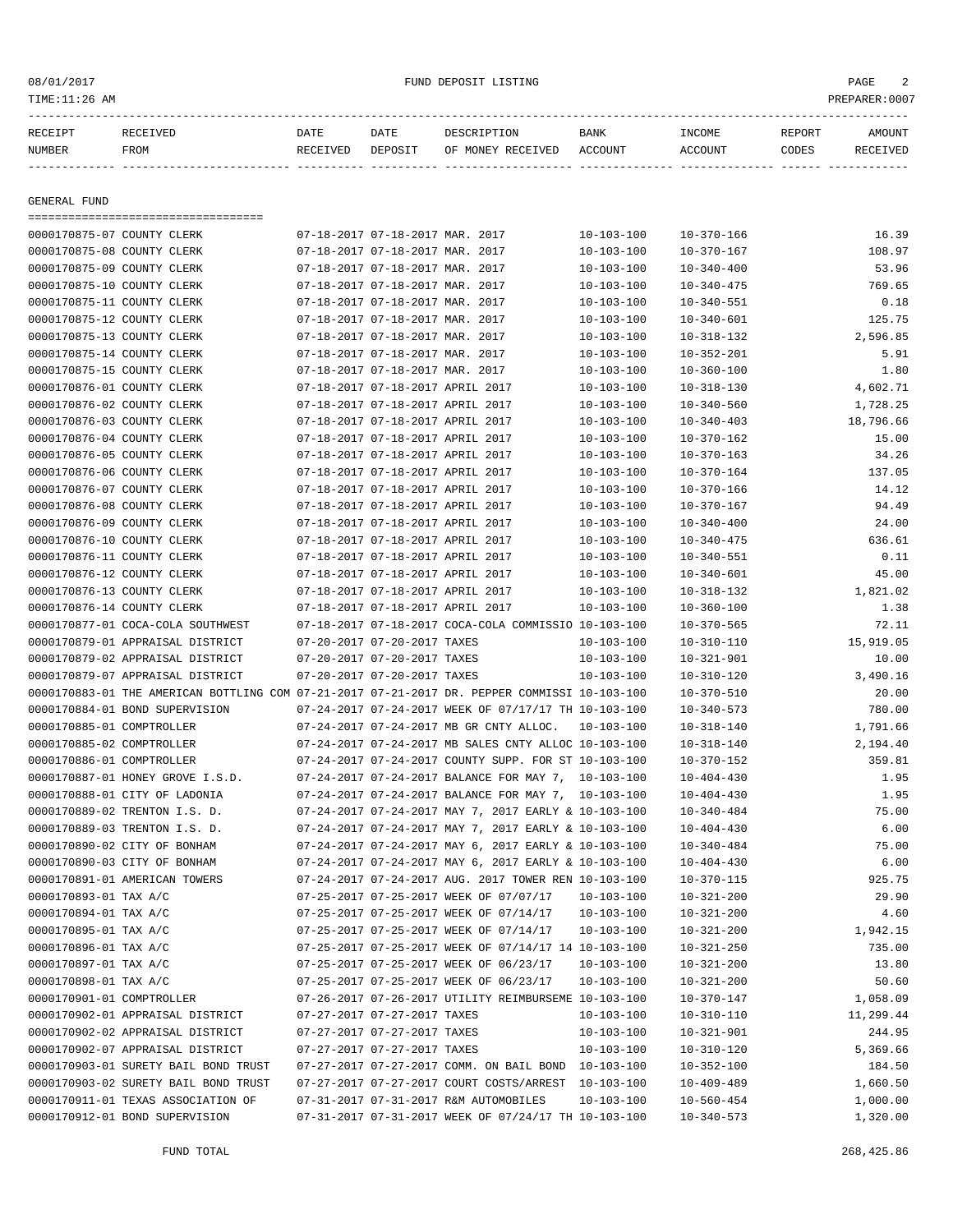FUND DEPOSIT LISTING

TIME:11:26 AM

| RECEIPT NUMBER | RECEIVED FROM | DATE RECEIVED | DATE DEPOSIT | DESCRIPTION OF MONEY RECEIVED | BANK ACCOUNT | INCOME ACCOUNT | REPORT CODES | AMOUNT RECEIVED |
|---|---|---|---|---|---|---|---|---|

## GENERAL FUND

| RECEIPT NUMBER | RECEIVED FROM | DATE RECEIVED | DATE DEPOSIT | DESCRIPTION OF MONEY RECEIVED | BANK ACCOUNT | INCOME ACCOUNT | REPORT CODES | AMOUNT RECEIVED |
|---|---|---|---|---|---|---|---|---|
| 0000170875-07 | COUNTY CLERK | 07-18-2017 | 07-18-2017 | MAR. 2017 | 10-103-100 | 10-370-166 | | 16.39 |
| 0000170875-08 | COUNTY CLERK | 07-18-2017 | 07-18-2017 | MAR. 2017 | 10-103-100 | 10-370-167 | | 108.97 |
| 0000170875-09 | COUNTY CLERK | 07-18-2017 | 07-18-2017 | MAR. 2017 | 10-103-100 | 10-340-400 | | 53.96 |
| 0000170875-10 | COUNTY CLERK | 07-18-2017 | 07-18-2017 | MAR. 2017 | 10-103-100 | 10-340-475 | | 769.65 |
| 0000170875-11 | COUNTY CLERK | 07-18-2017 | 07-18-2017 | MAR. 2017 | 10-103-100 | 10-340-551 | | 0.18 |
| 0000170875-12 | COUNTY CLERK | 07-18-2017 | 07-18-2017 | MAR. 2017 | 10-103-100 | 10-340-601 | | 125.75 |
| 0000170875-13 | COUNTY CLERK | 07-18-2017 | 07-18-2017 | MAR. 2017 | 10-103-100 | 10-318-132 | | 2,596.85 |
| 0000170875-14 | COUNTY CLERK | 07-18-2017 | 07-18-2017 | MAR. 2017 | 10-103-100 | 10-352-201 | | 5.91 |
| 0000170875-15 | COUNTY CLERK | 07-18-2017 | 07-18-2017 | MAR. 2017 | 10-103-100 | 10-360-100 | | 1.80 |
| 0000170876-01 | COUNTY CLERK | 07-18-2017 | 07-18-2017 | APRIL 2017 | 10-103-100 | 10-318-130 | | 4,602.71 |
| 0000170876-02 | COUNTY CLERK | 07-18-2017 | 07-18-2017 | APRIL 2017 | 10-103-100 | 10-340-560 | | 1,728.25 |
| 0000170876-03 | COUNTY CLERK | 07-18-2017 | 07-18-2017 | APRIL 2017 | 10-103-100 | 10-340-403 | | 18,796.66 |
| 0000170876-04 | COUNTY CLERK | 07-18-2017 | 07-18-2017 | APRIL 2017 | 10-103-100 | 10-370-162 | | 15.00 |
| 0000170876-05 | COUNTY CLERK | 07-18-2017 | 07-18-2017 | APRIL 2017 | 10-103-100 | 10-370-163 | | 34.26 |
| 0000170876-06 | COUNTY CLERK | 07-18-2017 | 07-18-2017 | APRIL 2017 | 10-103-100 | 10-370-164 | | 137.05 |
| 0000170876-07 | COUNTY CLERK | 07-18-2017 | 07-18-2017 | APRIL 2017 | 10-103-100 | 10-370-166 | | 14.12 |
| 0000170876-08 | COUNTY CLERK | 07-18-2017 | 07-18-2017 | APRIL 2017 | 10-103-100 | 10-370-167 | | 94.49 |
| 0000170876-09 | COUNTY CLERK | 07-18-2017 | 07-18-2017 | APRIL 2017 | 10-103-100 | 10-340-400 | | 24.00 |
| 0000170876-10 | COUNTY CLERK | 07-18-2017 | 07-18-2017 | APRIL 2017 | 10-103-100 | 10-340-475 | | 636.61 |
| 0000170876-11 | COUNTY CLERK | 07-18-2017 | 07-18-2017 | APRIL 2017 | 10-103-100 | 10-340-551 | | 0.11 |
| 0000170876-12 | COUNTY CLERK | 07-18-2017 | 07-18-2017 | APRIL 2017 | 10-103-100 | 10-340-601 | | 45.00 |
| 0000170876-13 | COUNTY CLERK | 07-18-2017 | 07-18-2017 | APRIL 2017 | 10-103-100 | 10-318-132 | | 1,821.02 |
| 0000170876-14 | COUNTY CLERK | 07-18-2017 | 07-18-2017 | APRIL 2017 | 10-103-100 | 10-360-100 | | 1.38 |
| 0000170877-01 | COCA-COLA SOUTHWEST | 07-18-2017 | 07-18-2017 | COCA-COLA COMMISSIO | 10-103-100 | 10-370-565 | | 72.11 |
| 0000170879-01 | APPRAISAL DISTRICT | 07-20-2017 | 07-20-2017 | TAXES | 10-103-100 | 10-310-110 | | 15,919.05 |
| 0000170879-02 | APPRAISAL DISTRICT | 07-20-2017 | 07-20-2017 | TAXES | 10-103-100 | 10-321-901 | | 10.00 |
| 0000170879-07 | APPRAISAL DISTRICT | 07-20-2017 | 07-20-2017 | TAXES | 10-103-100 | 10-310-120 | | 3,490.16 |
| 0000170883-01 | THE AMERICAN BOTTLING COM | 07-21-2017 | 07-21-2017 | DR. PEPPER COMMISSI | 10-103-100 | 10-370-510 | | 20.00 |
| 0000170884-01 | BOND SUPERVISION | 07-24-2017 | 07-24-2017 | WEEK OF 07/17/17 TH | 10-103-100 | 10-340-573 | | 780.00 |
| 0000170885-01 | COMPTROLLER | 07-24-2017 | 07-24-2017 | MB GR CNTY ALLOC. | 10-103-100 | 10-318-140 | | 1,791.66 |
| 0000170885-02 | COMPTROLLER | 07-24-2017 | 07-24-2017 | MB SALES CNTY ALLOC | 10-103-100 | 10-318-140 | | 2,194.40 |
| 0000170886-01 | COMPTROLLER | 07-24-2017 | 07-24-2017 | COUNTY SUPP. FOR ST | 10-103-100 | 10-370-152 | | 359.81 |
| 0000170887-01 | HONEY GROVE I.S.D. | 07-24-2017 | 07-24-2017 | BALANCE FOR MAY 7, | 10-103-100 | 10-404-430 | | 1.95 |
| 0000170888-01 | CITY OF LADONIA | 07-24-2017 | 07-24-2017 | BALANCE FOR MAY 7, | 10-103-100 | 10-404-430 | | 1.95 |
| 0000170889-02 | TRENTON I.S. D. | 07-24-2017 | 07-24-2017 | MAY 7, 2017 EARLY & | 10-103-100 | 10-340-484 | | 75.00 |
| 0000170889-03 | TRENTON I.S. D. | 07-24-2017 | 07-24-2017 | MAY 7, 2017 EARLY & | 10-103-100 | 10-404-430 | | 6.00 |
| 0000170890-02 | CITY OF BONHAM | 07-24-2017 | 07-24-2017 | MAY 6, 2017 EARLY & | 10-103-100 | 10-340-484 | | 75.00 |
| 0000170890-03 | CITY OF BONHAM | 07-24-2017 | 07-24-2017 | MAY 6, 2017 EARLY & | 10-103-100 | 10-404-430 | | 6.00 |
| 0000170891-01 | AMERICAN TOWERS | 07-24-2017 | 07-24-2017 | AUG. 2017 TOWER REN | 10-103-100 | 10-370-115 | | 925.75 |
| 0000170893-01 | TAX A/C | 07-25-2017 | 07-25-2017 | WEEK OF 07/07/17 | 10-103-100 | 10-321-200 | | 29.90 |
| 0000170894-01 | TAX A/C | 07-25-2017 | 07-25-2017 | WEEK OF 07/14/17 | 10-103-100 | 10-321-200 | | 4.60 |
| 0000170895-01 | TAX A/C | 07-25-2017 | 07-25-2017 | WEEK OF 07/14/17 | 10-103-100 | 10-321-200 | | 1,942.15 |
| 0000170896-01 | TAX A/C | 07-25-2017 | 07-25-2017 | WEEK OF 07/14/17 14 | 10-103-100 | 10-321-250 | | 735.00 |
| 0000170897-01 | TAX A/C | 07-25-2017 | 07-25-2017 | WEEK OF 06/23/17 | 10-103-100 | 10-321-200 | | 13.80 |
| 0000170898-01 | TAX A/C | 07-25-2017 | 07-25-2017 | WEEK OF 06/23/17 | 10-103-100 | 10-321-200 | | 50.60 |
| 0000170901-01 | COMPTROLLER | 07-26-2017 | 07-26-2017 | UTILITY REIMBURSEME | 10-103-100 | 10-370-147 | | 1,058.09 |
| 0000170902-01 | APPRAISAL DISTRICT | 07-27-2017 | 07-27-2017 | TAXES | 10-103-100 | 10-310-110 | | 11,299.44 |
| 0000170902-02 | APPRAISAL DISTRICT | 07-27-2017 | 07-27-2017 | TAXES | 10-103-100 | 10-321-901 | | 244.95 |
| 0000170902-07 | APPRAISAL DISTRICT | 07-27-2017 | 07-27-2017 | TAXES | 10-103-100 | 10-310-120 | | 5,369.66 |
| 0000170903-01 | SURETY BAIL BOND TRUST | 07-27-2017 | 07-27-2017 | COMM. ON BAIL BOND | 10-103-100 | 10-352-100 | | 184.50 |
| 0000170903-02 | SURETY BAIL BOND TRUST | 07-27-2017 | 07-27-2017 | COURT COSTS/ARREST | 10-103-100 | 10-409-489 | | 1,660.50 |
| 0000170911-01 | TEXAS ASSOCIATION OF | 07-31-2017 | 07-31-2017 | R&M AUTOMOBILES | 10-103-100 | 10-560-454 | | 1,000.00 |
| 0000170912-01 | BOND SUPERVISION | 07-31-2017 | 07-31-2017 | WEEK OF 07/24/17 TH | 10-103-100 | 10-340-573 | | 1,320.00 |

FUND TOTAL 268,425.86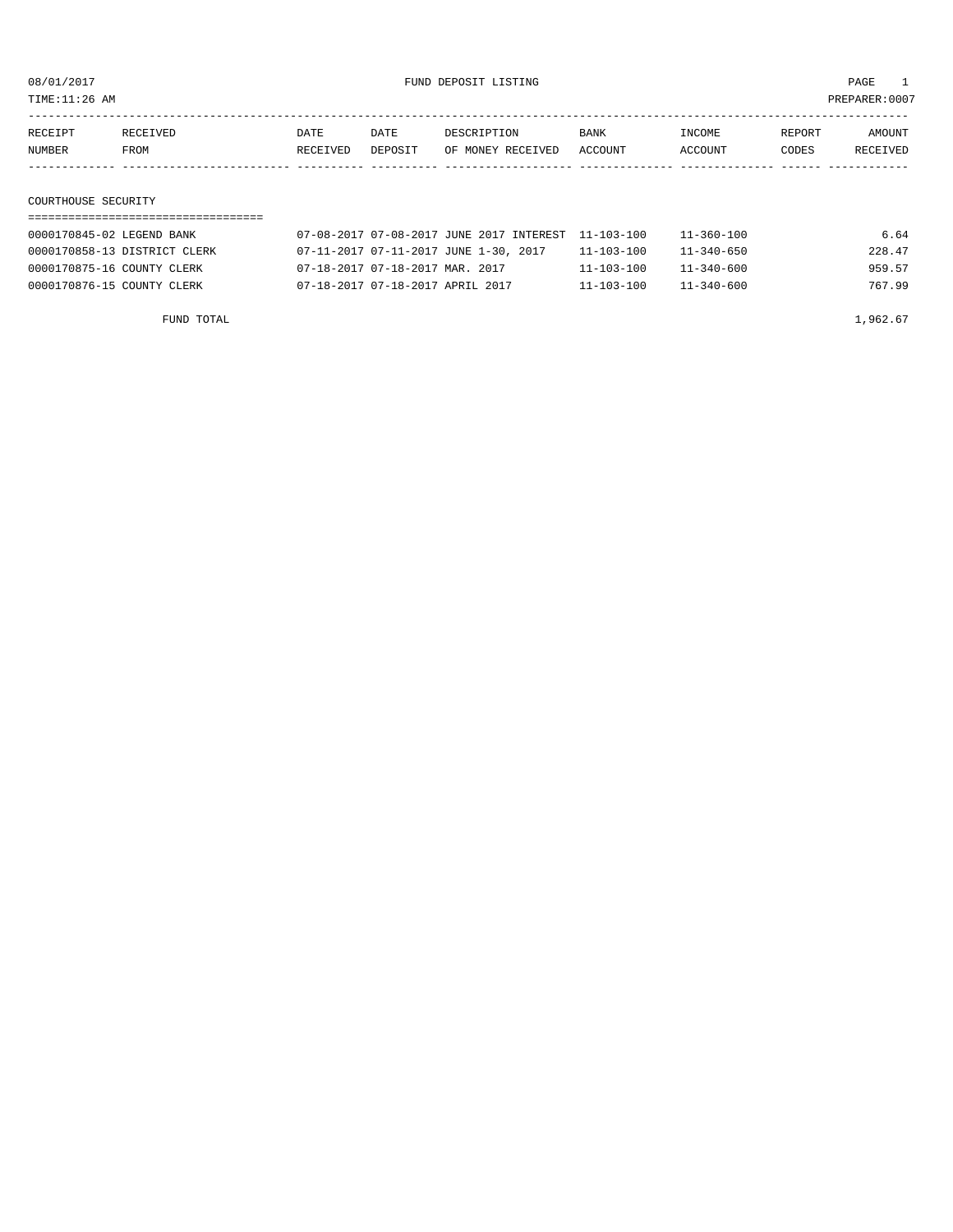08/01/2017 FUND DEPOSIT LISTING

TIME:11:26 AM PREPARER:0007

| RECEIPT NUMBER | RECEIVED FROM | DATE RECEIVED | DATE DEPOSIT | DESCRIPTION OF MONEY RECEIVED | BANK ACCOUNT | INCOME ACCOUNT | REPORT CODES | AMOUNT RECEIVED |
|---|---|---|---|---|---|---|---|---|
| **COURTHOUSE SECURITY** | | | | | | | | |
| 0000170845-02 | LEGEND BANK | 07-08-2017 | 07-08-2017 | JUNE 2017 INTEREST | 11-103-100 | 11-360-100 | | 6.64 |
| 0000170858-13 | DISTRICT CLERK | 07-11-2017 | 07-11-2017 | JUNE 1-30, 2017 | 11-103-100 | 11-340-650 | | 228.47 |
| 0000170875-16 | COUNTY CLERK | 07-18-2017 | 07-18-2017 | MAR. 2017 | 11-103-100 | 11-340-600 | | 959.57 |
| 0000170876-15 | COUNTY CLERK | 07-18-2017 | 07-18-2017 | APRIL 2017 | 11-103-100 | 11-340-600 | | 767.99 |
| | FUND TOTAL | | | | | | | 1,962.67 |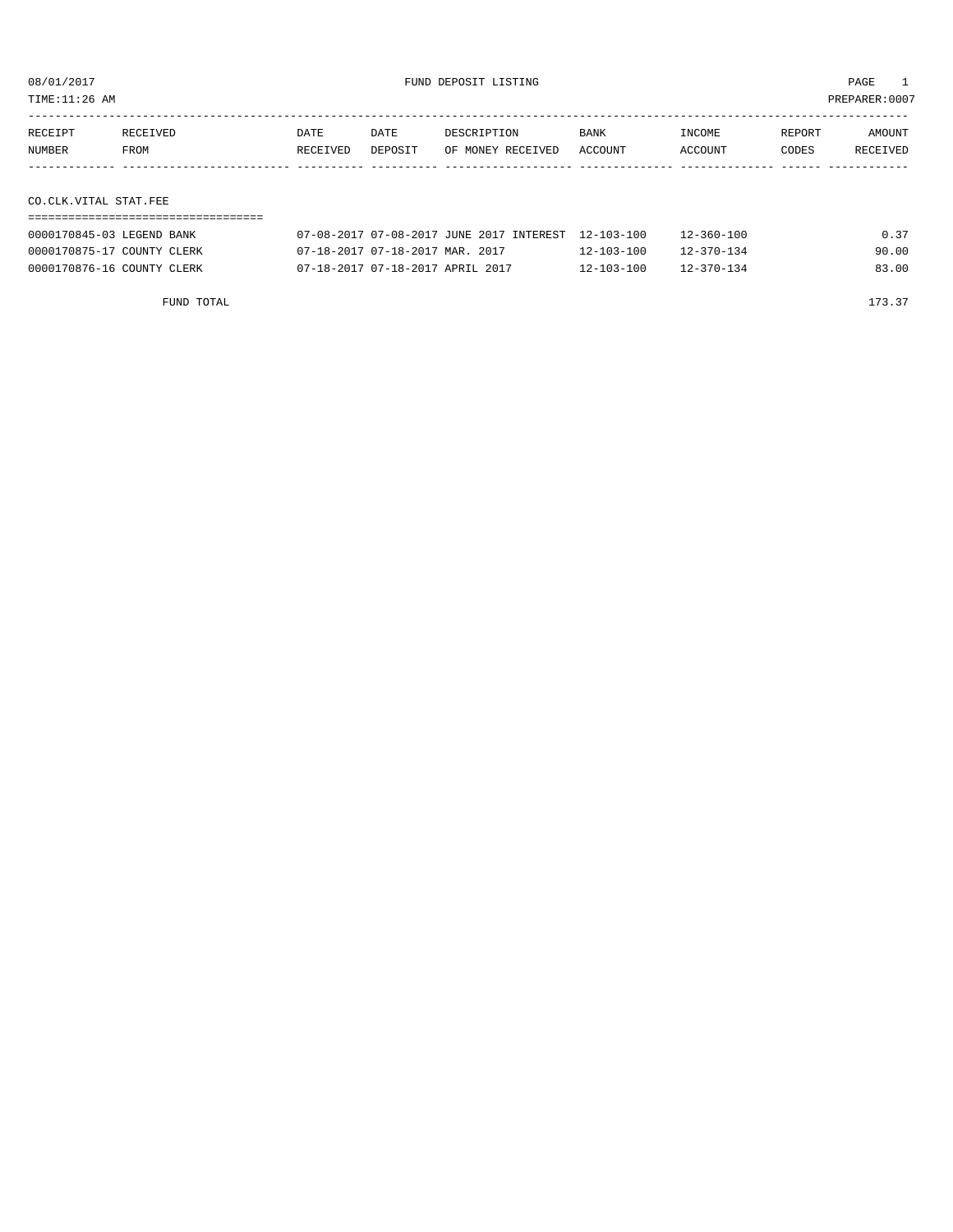08/01/2017 FUND DEPOSIT LISTING

TIME:11:26 AM PREPARER:0007

| RECEIPT NUMBER | RECEIVED FROM | DATE RECEIVED | DATE DEPOSIT | DESCRIPTION OF MONEY RECEIVED | BANK ACCOUNT | INCOME ACCOUNT | REPORT CODES | AMOUNT RECEIVED |
|---|---|---|---|---|---|---|---|---|
| **CO.CLK.VITAL STAT.FEE** | | | | | | | | |
| 0000170845-03 | LEGEND BANK | 07-08-2017 | 07-08-2017 | JUNE 2017 INTEREST | 12-103-100 | 12-360-100 | | 0.37 |
| 0000170875-17 | COUNTY CLERK | 07-18-2017 | 07-18-2017 | MAR. 2017 | 12-103-100 | 12-370-134 | | 90.00 |
| 0000170876-16 | COUNTY CLERK | 07-18-2017 | 07-18-2017 | APRIL 2017 | 12-103-100 | 12-370-134 | | 83.00 |
| | FUND TOTAL | | | | | | | 173.37 |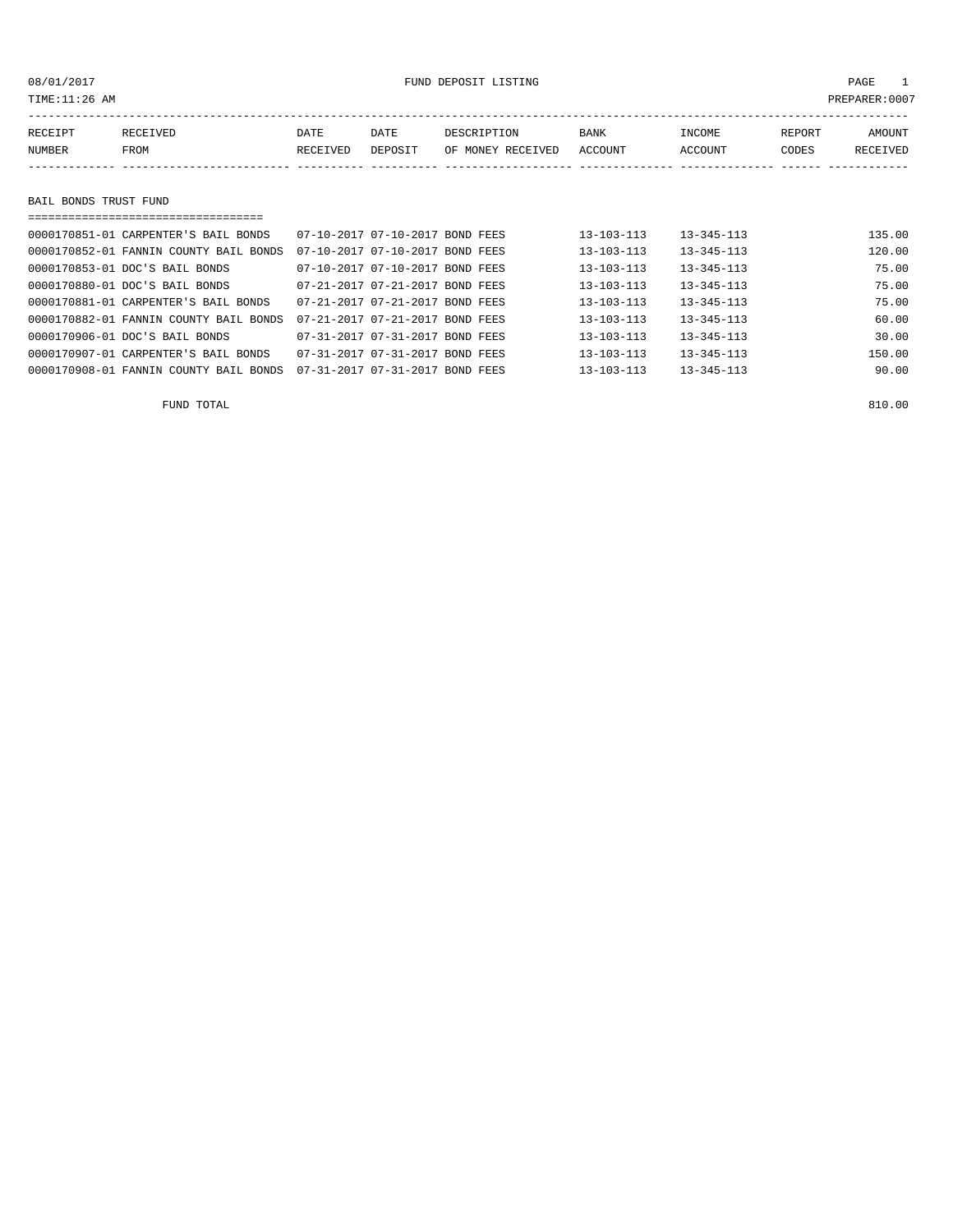08/01/2017 FUND DEPOSIT LISTING PAGE 1

TIME:11:26 AM PREPARER:0007

| RECEIPT NUMBER | RECEIVED FROM | DATE RECEIVED | DATE DEPOSIT | DESCRIPTION OF MONEY RECEIVED | BANK ACCOUNT | INCOME ACCOUNT | REPORT CODES | AMOUNT RECEIVED |
|---|---|---|---|---|---|---|---|---|
| **BAIL BONDS TRUST FUND** | | | | | | | | |
| 0000170851-01 | CARPENTER'S BAIL BONDS | 07-10-2017 | 07-10-2017 | BOND FEES | 13-103-113 | 13-345-113 | | 135.00 |
| 0000170852-01 | FANNIN COUNTY BAIL BONDS | 07-10-2017 | 07-10-2017 | BOND FEES | 13-103-113 | 13-345-113 | | 120.00 |
| 0000170853-01 | DOC'S BAIL BONDS | 07-10-2017 | 07-10-2017 | BOND FEES | 13-103-113 | 13-345-113 | | 75.00 |
| 0000170880-01 | DOC'S BAIL BONDS | 07-21-2017 | 07-21-2017 | BOND FEES | 13-103-113 | 13-345-113 | | 75.00 |
| 0000170881-01 | CARPENTER'S BAIL BONDS | 07-21-2017 | 07-21-2017 | BOND FEES | 13-103-113 | 13-345-113 | | 75.00 |
| 0000170882-01 | FANNIN COUNTY BAIL BONDS | 07-21-2017 | 07-21-2017 | BOND FEES | 13-103-113 | 13-345-113 | | 60.00 |
| 0000170906-01 | DOC'S BAIL BONDS | 07-31-2017 | 07-31-2017 | BOND FEES | 13-103-113 | 13-345-113 | | 30.00 |
| 0000170907-01 | CARPENTER'S BAIL BONDS | 07-31-2017 | 07-31-2017 | BOND FEES | 13-103-113 | 13-345-113 | | 150.00 |
| 0000170908-01 | FANNIN COUNTY BAIL BONDS | 07-31-2017 | 07-31-2017 | BOND FEES | 13-103-113 | 13-345-113 | | 90.00 |
| | FUND TOTAL | | | | | | | 810.00 |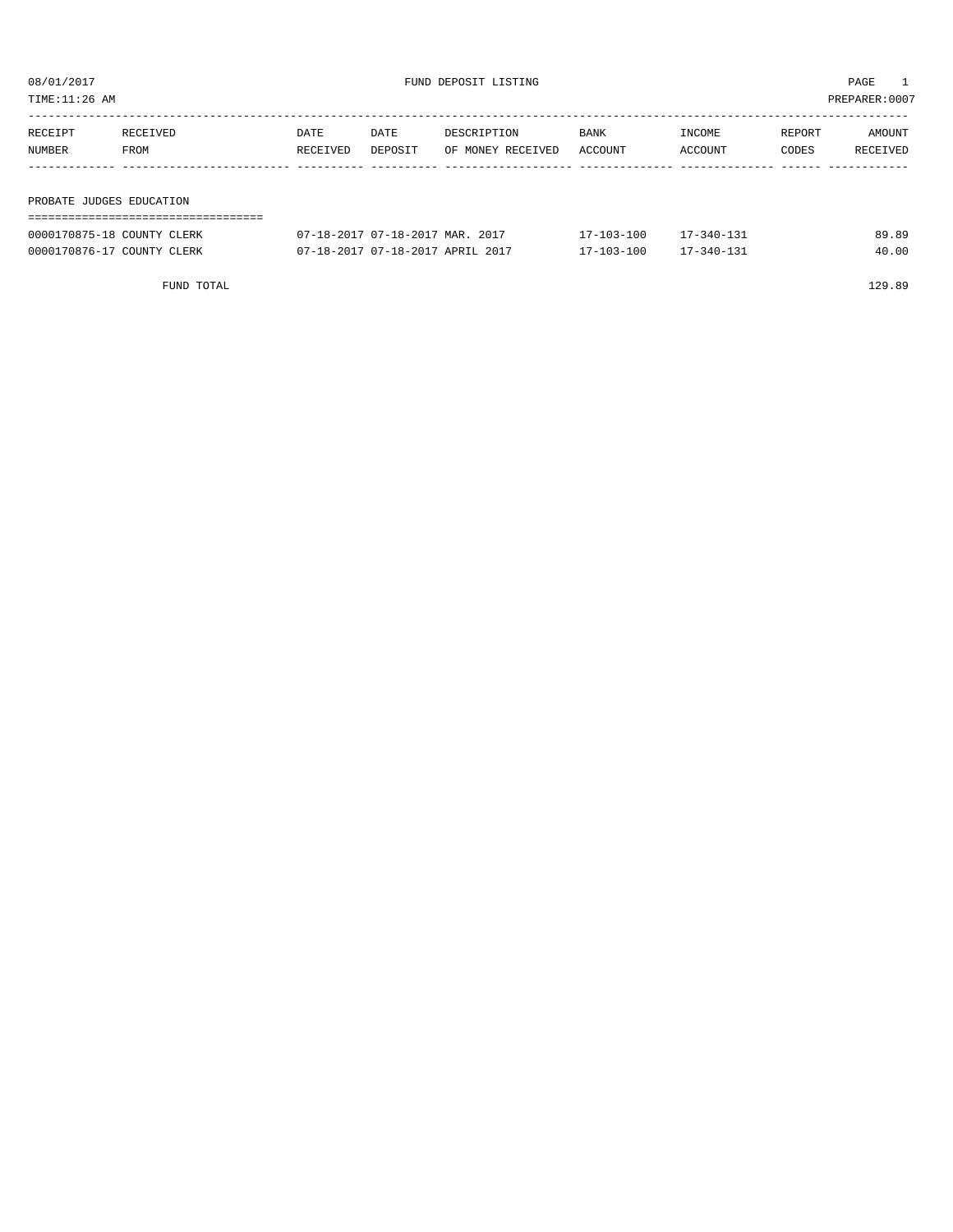08/01/2017 FUND DEPOSIT LISTING

TIME:11:26 AM PREPARER:0007

| RECEIPT NUMBER | RECEIVED FROM | DATE RECEIVED | DATE DEPOSIT | DESCRIPTION OF MONEY RECEIVED | BANK ACCOUNT | INCOME ACCOUNT | REPORT CODES | AMOUNT RECEIVED |
|---|---|---|---|---|---|---|---|---|

PROBATE JUDGES EDUCATION

| | | | | | | | | |
|---|---|---|---|---|---|---|---|---|
| 0000170875-18 | COUNTY CLERK | 07-18-2017 | 07-18-2017 | MAR. 2017 | 17-103-100 | 17-340-131 | | 89.89 |
| 0000170876-17 | COUNTY CLERK | 07-18-2017 | 07-18-2017 | APRIL 2017 | 17-103-100 | 17-340-131 | | 40.00 |

FUND TOTAL 129.89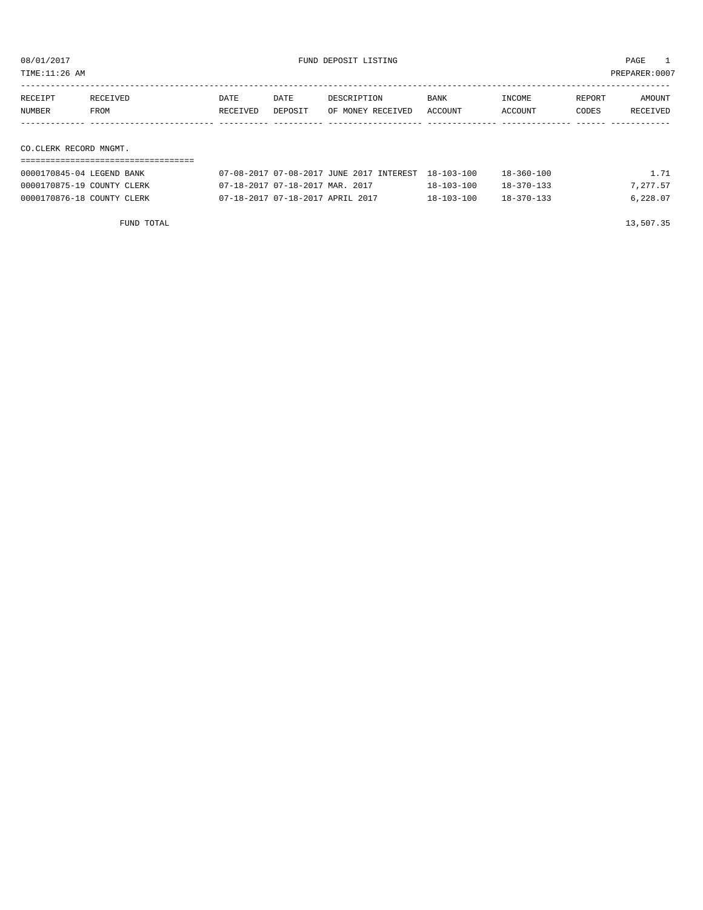08/01/2017 FUND DEPOSIT LISTING

TIME:11:26 AM PREPARER:0007

| RECEIPT NUMBER | RECEIVED FROM | DATE RECEIVED | DATE DEPOSIT | DESCRIPTION OF MONEY RECEIVED | BANK ACCOUNT | INCOME ACCOUNT | REPORT CODES | AMOUNT RECEIVED |
|---|---|---|---|---|---|---|---|---|
| CO.CLERK RECORD MNGMT. | | | | | | | | |
| 0000170845-04 | LEGEND BANK | 07-08-2017 | 07-08-2017 | JUNE 2017 INTEREST | 18-103-100 | 18-360-100 | | 1.71 |
| 0000170875-19 | COUNTY CLERK | 07-18-2017 | 07-18-2017 | MAR. 2017 | 18-103-100 | 18-370-133 | | 7,277.57 |
| 0000170876-18 | COUNTY CLERK | 07-18-2017 | 07-18-2017 | APRIL 2017 | 18-103-100 | 18-370-133 | | 6,228.07 |
| | FUND TOTAL | | | | | | | 13,507.35 |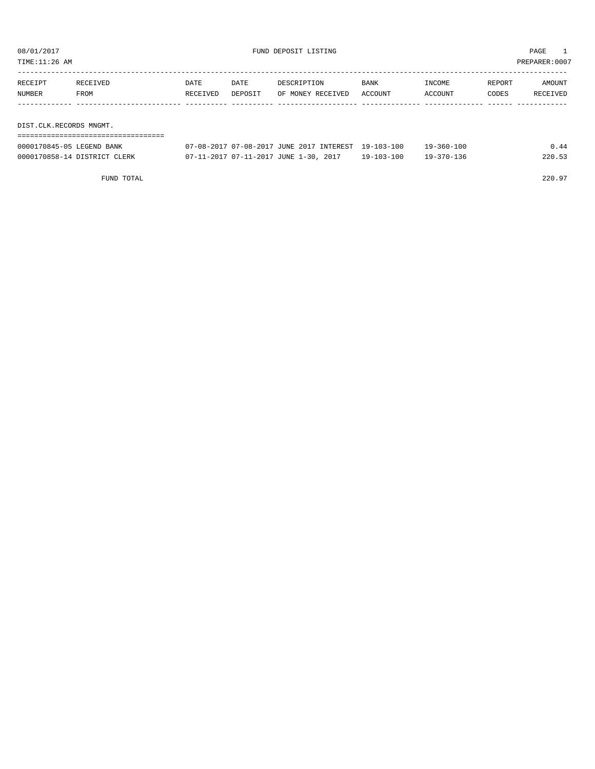08/01/2017 FUND DEPOSIT LISTING

TIME:11:26 AM PREPARER:0007

| RECEIPT NUMBER | RECEIVED FROM | DATE RECEIVED | DATE DEPOSIT | DESCRIPTION OF MONEY RECEIVED | BANK ACCOUNT | INCOME ACCOUNT | REPORT CODES | AMOUNT RECEIVED |
|---|---|---|---|---|---|---|---|---|
| **DIST.CLK.RECORDS MNGMT.** | | | | | | | | |
| 0000170845-05 | LEGEND BANK | 07-08-2017 | 07-08-2017 | JUNE 2017 INTEREST | 19-103-100 | 19-360-100 | | 0.44 |
| 0000170858-14 | DISTRICT CLERK | 07-11-2017 | 07-11-2017 | JUNE 1-30, 2017 | 19-103-100 | 19-370-136 | | 220.53 |
| | FUND TOTAL | | | | | | | 220.97 |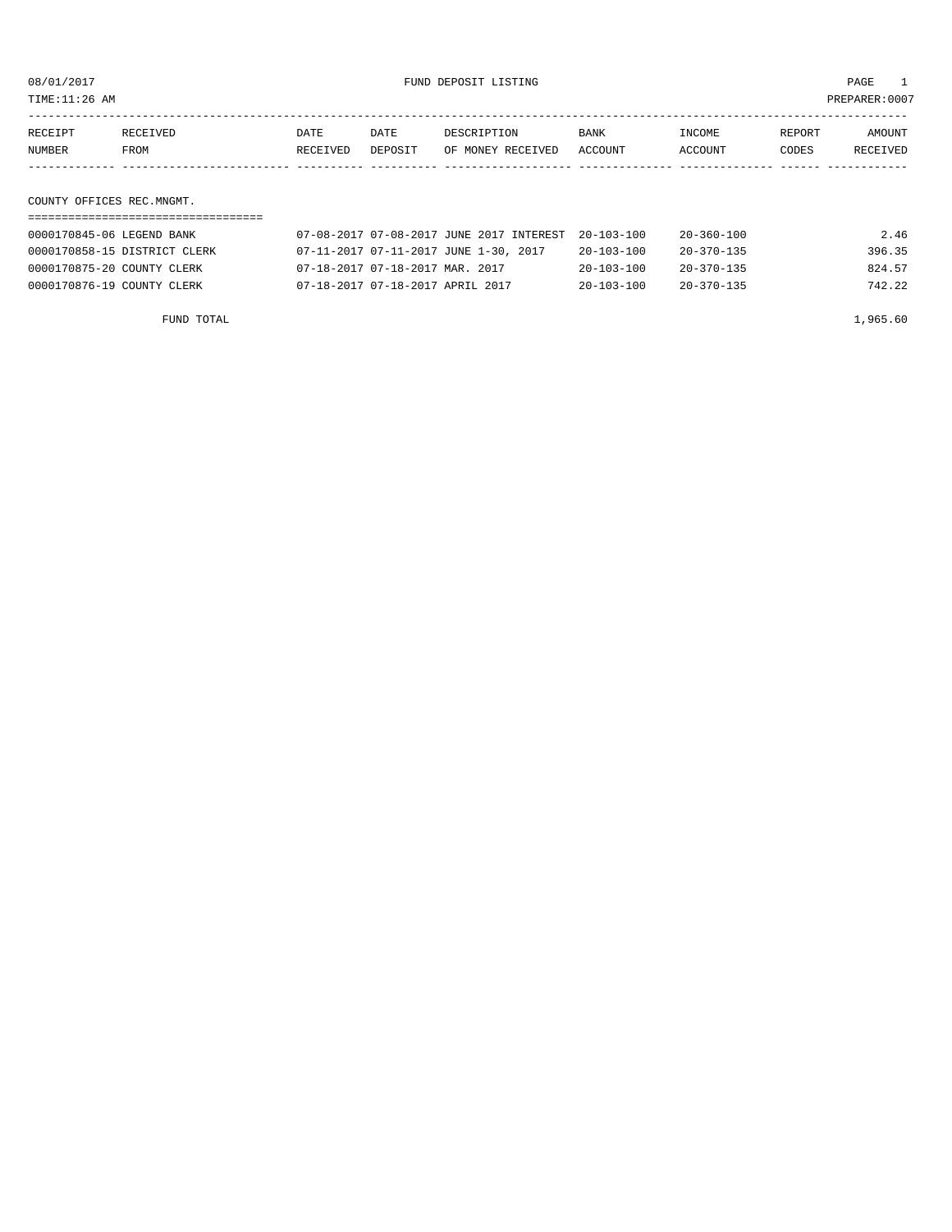08/01/2017 FUND DEPOSIT LISTING

TIME:11:26 AM PREPARER:0007

| RECEIPT NUMBER | RECEIVED FROM | DATE RECEIVED | DATE DEPOSIT | DESCRIPTION OF MONEY RECEIVED | BANK ACCOUNT | INCOME ACCOUNT | REPORT CODES | AMOUNT RECEIVED |
|---|---|---|---|---|---|---|---|---|
| **COUNTY OFFICES REC.MNGMT.** | | | | | | | | |
| 0000170845-06 | LEGEND BANK | 07-08-2017 | 07-08-2017 | JUNE 2017 INTEREST | 20-103-100 | 20-360-100 | | 2.46 |
| 0000170858-15 | DISTRICT CLERK | 07-11-2017 | 07-11-2017 | JUNE 1-30, 2017 | 20-103-100 | 20-370-135 | | 396.35 |
| 0000170875-20 | COUNTY CLERK | 07-18-2017 | 07-18-2017 | MAR. 2017 | 20-103-100 | 20-370-135 | | 824.57 |
| 0000170876-19 | COUNTY CLERK | 07-18-2017 | 07-18-2017 | APRIL 2017 | 20-103-100 | 20-370-135 | | 742.22 |
| | FUND TOTAL | | | | | | | 1,965.60 |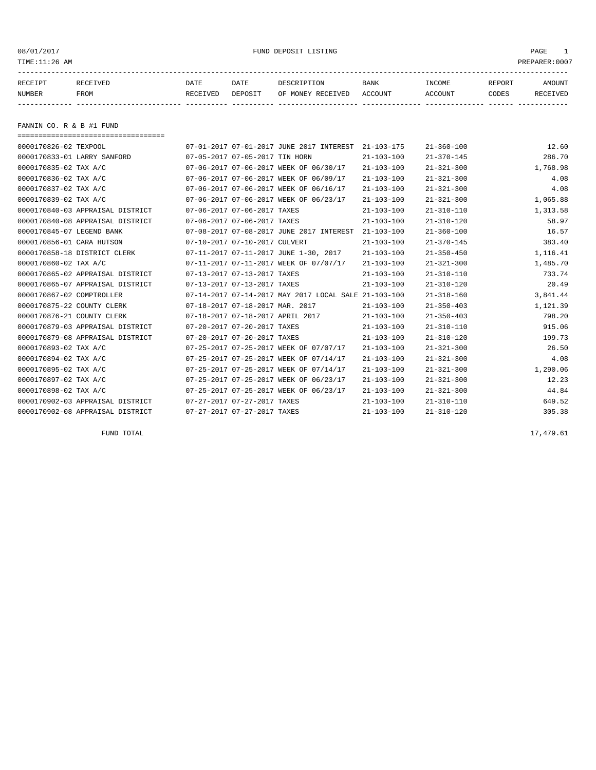08/01/2017 FUND DEPOSIT LISTING
TIME:11:26 AM PREPARER:0007

| RECEIPT NUMBER | RECEIVED FROM | DATE RECEIVED | DATE DEPOSIT | DESCRIPTION OF MONEY RECEIVED | BANK ACCOUNT | INCOME ACCOUNT | REPORT CODES | AMOUNT RECEIVED |
|---|---|---|---|---|---|---|---|---|
| **FANNIN CO. R & B #1 FUND** | | | | | | | | |
| 0000170826-02 | TEXPOOL | 07-01-2017 | 07-01-2017 | JUNE 2017 INTEREST | 21-103-175 | 21-360-100 | | 12.60 |
| 0000170833-01 | LARRY SANFORD | 07-05-2017 | 07-05-2017 | TIN HORN | 21-103-100 | 21-370-145 | | 286.70 |
| 0000170835-02 | TAX A/C | 07-06-2017 | 07-06-2017 | WEEK OF 06/30/17 | 21-103-100 | 21-321-300 | | 1,768.98 |
| 0000170836-02 | TAX A/C | 07-06-2017 | 07-06-2017 | WEEK OF 06/09/17 | 21-103-100 | 21-321-300 | | 4.08 |
| 0000170837-02 | TAX A/C | 07-06-2017 | 07-06-2017 | WEEK OF 06/16/17 | 21-103-100 | 21-321-300 | | 4.08 |
| 0000170839-02 | TAX A/C | 07-06-2017 | 07-06-2017 | WEEK OF 06/23/17 | 21-103-100 | 21-321-300 | | 1,065.88 |
| 0000170840-03 | APPRAISAL DISTRICT | 07-06-2017 | 07-06-2017 | TAXES | 21-103-100 | 21-310-110 | | 1,313.58 |
| 0000170840-08 | APPRAISAL DISTRICT | 07-06-2017 | 07-06-2017 | TAXES | 21-103-100 | 21-310-120 | | 58.97 |
| 0000170845-07 | LEGEND BANK | 07-08-2017 | 07-08-2017 | JUNE 2017 INTEREST | 21-103-100 | 21-360-100 | | 16.57 |
| 0000170856-01 | CARA HUTSON | 07-10-2017 | 07-10-2017 | CULVERT | 21-103-100 | 21-370-145 | | 383.40 |
| 0000170858-18 | DISTRICT CLERK | 07-11-2017 | 07-11-2017 | JUNE 1-30, 2017 | 21-103-100 | 21-350-450 | | 1,116.41 |
| 0000170860-02 | TAX A/C | 07-11-2017 | 07-11-2017 | WEEK OF 07/07/17 | 21-103-100 | 21-321-300 | | 1,485.70 |
| 0000170865-02 | APPRAISAL DISTRICT | 07-13-2017 | 07-13-2017 | TAXES | 21-103-100 | 21-310-110 | | 733.74 |
| 0000170865-07 | APPRAISAL DISTRICT | 07-13-2017 | 07-13-2017 | TAXES | 21-103-100 | 21-310-120 | | 20.49 |
| 0000170867-02 | COMPTROLLER | 07-14-2017 | 07-14-2017 | MAY 2017 LOCAL SALE | 21-103-100 | 21-318-160 | | 3,841.44 |
| 0000170875-22 | COUNTY CLERK | 07-18-2017 | 07-18-2017 | MAR. 2017 | 21-103-100 | 21-350-403 | | 1,121.39 |
| 0000170876-21 | COUNTY CLERK | 07-18-2017 | 07-18-2017 | APRIL 2017 | 21-103-100 | 21-350-403 | | 798.20 |
| 0000170879-03 | APPRAISAL DISTRICT | 07-20-2017 | 07-20-2017 | TAXES | 21-103-100 | 21-310-110 | | 915.06 |
| 0000170879-08 | APPRAISAL DISTRICT | 07-20-2017 | 07-20-2017 | TAXES | 21-103-100 | 21-310-120 | | 199.73 |
| 0000170893-02 | TAX A/C | 07-25-2017 | 07-25-2017 | WEEK OF 07/07/17 | 21-103-100 | 21-321-300 | | 26.50 |
| 0000170894-02 | TAX A/C | 07-25-2017 | 07-25-2017 | WEEK OF 07/14/17 | 21-103-100 | 21-321-300 | | 4.08 |
| 0000170895-02 | TAX A/C | 07-25-2017 | 07-25-2017 | WEEK OF 07/14/17 | 21-103-100 | 21-321-300 | | 1,290.06 |
| 0000170897-02 | TAX A/C | 07-25-2017 | 07-25-2017 | WEEK OF 06/23/17 | 21-103-100 | 21-321-300 | | 12.23 |
| 0000170898-02 | TAX A/C | 07-25-2017 | 07-25-2017 | WEEK OF 06/23/17 | 21-103-100 | 21-321-300 | | 44.84 |
| 0000170902-03 | APPRAISAL DISTRICT | 07-27-2017 | 07-27-2017 | TAXES | 21-103-100 | 21-310-110 | | 649.52 |
| 0000170902-08 | APPRAISAL DISTRICT | 07-27-2017 | 07-27-2017 | TAXES | 21-103-100 | 21-310-120 | | 305.38 |
| | FUND TOTAL | | | | | | | 17,479.61 |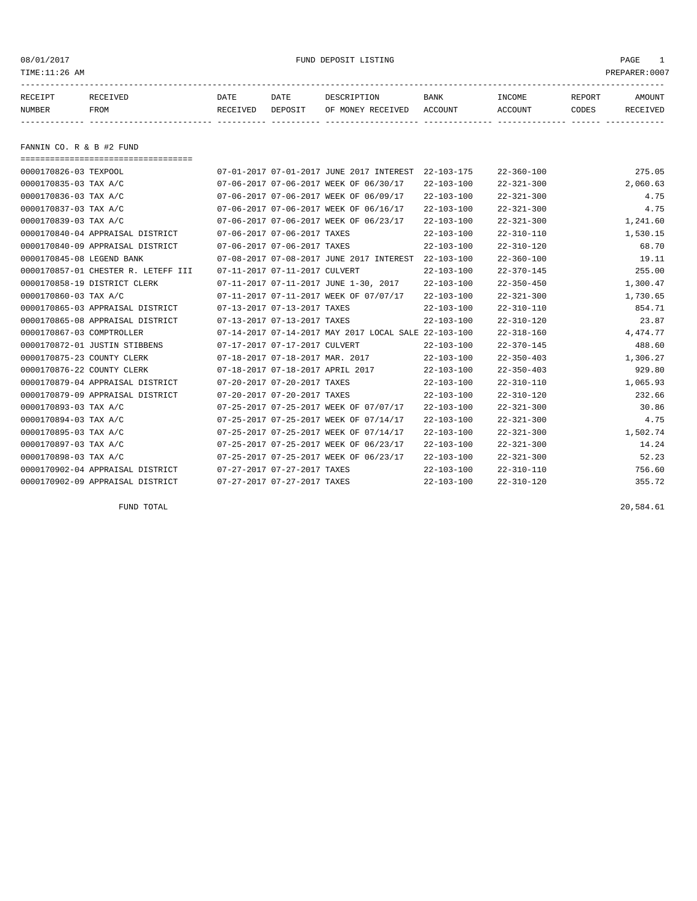08/01/2017 FUND DEPOSIT LISTING PAGE 1

TIME:11:26 AM PREPARER:0007

| RECEIPT NUMBER | RECEIVED FROM | DATE RECEIVED | DATE DEPOSIT | DESCRIPTION OF MONEY RECEIVED | BANK ACCOUNT | INCOME ACCOUNT | REPORT CODES | AMOUNT RECEIVED |
|---|---|---|---|---|---|---|---|---|
| **FANNIN CO. R & B #2 FUND** | | | | | | | | |
| 0000170826-03 | TEXPOOL | 07-01-2017 | 07-01-2017 | JUNE 2017 INTEREST | 22-103-175 | 22-360-100 | | 275.05 |
| 0000170835-03 | TAX A/C | 07-06-2017 | 07-06-2017 | WEEK OF 06/30/17 | 22-103-100 | 22-321-300 | | 2,060.63 |
| 0000170836-03 | TAX A/C | 07-06-2017 | 07-06-2017 | WEEK OF 06/09/17 | 22-103-100 | 22-321-300 | | 4.75 |
| 0000170837-03 | TAX A/C | 07-06-2017 | 07-06-2017 | WEEK OF 06/16/17 | 22-103-100 | 22-321-300 | | 4.75 |
| 0000170839-03 | TAX A/C | 07-06-2017 | 07-06-2017 | WEEK OF 06/23/17 | 22-103-100 | 22-321-300 | | 1,241.60 |
| 0000170840-04 | APPRAISAL DISTRICT | 07-06-2017 | 07-06-2017 | TAXES | 22-103-100 | 22-310-110 | | 1,530.15 |
| 0000170840-09 | APPRAISAL DISTRICT | 07-06-2017 | 07-06-2017 | TAXES | 22-103-100 | 22-310-120 | | 68.70 |
| 0000170845-08 | LEGEND BANK | 07-08-2017 | 07-08-2017 | JUNE 2017 INTEREST | 22-103-100 | 22-360-100 | | 19.11 |
| 0000170857-01 | CHESTER R. LETEFF III | 07-11-2017 | 07-11-2017 | CULVERT | 22-103-100 | 22-370-145 | | 255.00 |
| 0000170858-19 | DISTRICT CLERK | 07-11-2017 | 07-11-2017 | JUNE 1-30, 2017 | 22-103-100 | 22-350-450 | | 1,300.47 |
| 0000170860-03 | TAX A/C | 07-11-2017 | 07-11-2017 | WEEK OF 07/07/17 | 22-103-100 | 22-321-300 | | 1,730.65 |
| 0000170865-03 | APPRAISAL DISTRICT | 07-13-2017 | 07-13-2017 | TAXES | 22-103-100 | 22-310-110 | | 854.71 |
| 0000170865-08 | APPRAISAL DISTRICT | 07-13-2017 | 07-13-2017 | TAXES | 22-103-100 | 22-310-120 | | 23.87 |
| 0000170867-03 | COMPTROLLER | 07-14-2017 | 07-14-2017 | MAY 2017 LOCAL SALE | 22-103-100 | 22-318-160 | | 4,474.77 |
| 0000170872-01 | JUSTIN STIBBENS | 07-17-2017 | 07-17-2017 | CULVERT | 22-103-100 | 22-370-145 | | 488.60 |
| 0000170875-23 | COUNTY CLERK | 07-18-2017 | 07-18-2017 | MAR. 2017 | 22-103-100 | 22-350-403 | | 1,306.27 |
| 0000170876-22 | COUNTY CLERK | 07-18-2017 | 07-18-2017 | APRIL 2017 | 22-103-100 | 22-350-403 | | 929.80 |
| 0000170879-04 | APPRAISAL DISTRICT | 07-20-2017 | 07-20-2017 | TAXES | 22-103-100 | 22-310-110 | | 1,065.93 |
| 0000170879-09 | APPRAISAL DISTRICT | 07-20-2017 | 07-20-2017 | TAXES | 22-103-100 | 22-310-120 | | 232.66 |
| 0000170893-03 | TAX A/C | 07-25-2017 | 07-25-2017 | WEEK OF 07/07/17 | 22-103-100 | 22-321-300 | | 30.86 |
| 0000170894-03 | TAX A/C | 07-25-2017 | 07-25-2017 | WEEK OF 07/14/17 | 22-103-100 | 22-321-300 | | 4.75 |
| 0000170895-03 | TAX A/C | 07-25-2017 | 07-25-2017 | WEEK OF 07/14/17 | 22-103-100 | 22-321-300 | | 1,502.74 |
| 0000170897-03 | TAX A/C | 07-25-2017 | 07-25-2017 | WEEK OF 06/23/17 | 22-103-100 | 22-321-300 | | 14.24 |
| 0000170898-03 | TAX A/C | 07-25-2017 | 07-25-2017 | WEEK OF 06/23/17 | 22-103-100 | 22-321-300 | | 52.23 |
| 0000170902-04 | APPRAISAL DISTRICT | 07-27-2017 | 07-27-2017 | TAXES | 22-103-100 | 22-310-110 | | 756.60 |
| 0000170902-09 | APPRAISAL DISTRICT | 07-27-2017 | 07-27-2017 | TAXES | 22-103-100 | 22-310-120 | | 355.72 |
| | FUND TOTAL | | | | | | | 20,584.61 |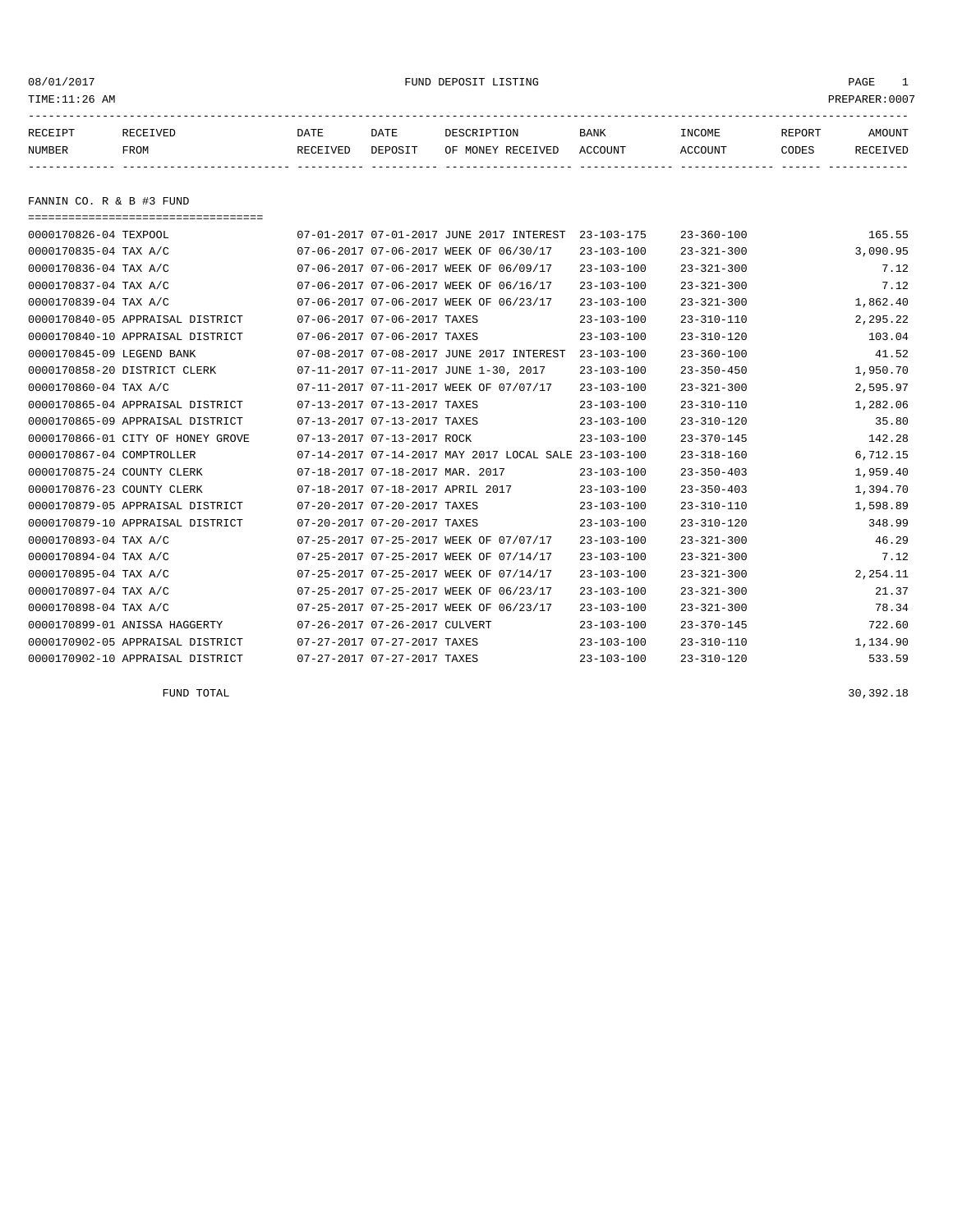08/01/2017 FUND DEPOSIT LISTING

TIME:11:26 AM PREPARER:0007

## FANNIN CO. R & B #3 FUND

| RECEIPT NUMBER | RECEIVED FROM | DATE RECEIVED | DATE DEPOSIT | DESCRIPTION OF MONEY RECEIVED | BANK ACCOUNT | INCOME ACCOUNT | REPORT CODES | AMOUNT RECEIVED |
|---|---|---|---|---|---|---|---|---|
| 0000170826-04 | TEXPOOL | 07-01-2017 | 07-01-2017 | JUNE 2017 INTEREST | 23-103-175 | 23-360-100 | | 165.55 |
| 0000170835-04 | TAX A/C | 07-06-2017 | 07-06-2017 | WEEK OF 06/30/17 | 23-103-100 | 23-321-300 | | 3,090.95 |
| 0000170836-04 | TAX A/C | 07-06-2017 | 07-06-2017 | WEEK OF 06/09/17 | 23-103-100 | 23-321-300 | | 7.12 |
| 0000170837-04 | TAX A/C | 07-06-2017 | 07-06-2017 | WEEK OF 06/16/17 | 23-103-100 | 23-321-300 | | 7.12 |
| 0000170839-04 | TAX A/C | 07-06-2017 | 07-06-2017 | WEEK OF 06/23/17 | 23-103-100 | 23-321-300 | | 1,862.40 |
| 0000170840-05 | APPRAISAL DISTRICT | 07-06-2017 | 07-06-2017 | TAXES | 23-103-100 | 23-310-110 | | 2,295.22 |
| 0000170840-10 | APPRAISAL DISTRICT | 07-06-2017 | 07-06-2017 | TAXES | 23-103-100 | 23-310-120 | | 103.04 |
| 0000170845-09 | LEGEND BANK | 07-08-2017 | 07-08-2017 | JUNE 2017 INTEREST | 23-103-100 | 23-360-100 | | 41.52 |
| 0000170858-20 | DISTRICT CLERK | 07-11-2017 | 07-11-2017 | JUNE 1-30, 2017 | 23-103-100 | 23-350-450 | | 1,950.70 |
| 0000170860-04 | TAX A/C | 07-11-2017 | 07-11-2017 | WEEK OF 07/07/17 | 23-103-100 | 23-321-300 | | 2,595.97 |
| 0000170865-04 | APPRAISAL DISTRICT | 07-13-2017 | 07-13-2017 | TAXES | 23-103-100 | 23-310-110 | | 1,282.06 |
| 0000170865-09 | APPRAISAL DISTRICT | 07-13-2017 | 07-13-2017 | TAXES | 23-103-100 | 23-310-120 | | 35.80 |
| 0000170866-01 | CITY OF HONEY GROVE | 07-13-2017 | 07-13-2017 | ROCK | 23-103-100 | 23-370-145 | | 142.28 |
| 0000170867-04 | COMPTROLLER | 07-14-2017 | 07-14-2017 | MAY 2017 LOCAL SALE | 23-103-100 | 23-318-160 | | 6,712.15 |
| 0000170875-24 | COUNTY CLERK | 07-18-2017 | 07-18-2017 | MAR. 2017 | 23-103-100 | 23-350-403 | | 1,959.40 |
| 0000170876-23 | COUNTY CLERK | 07-18-2017 | 07-18-2017 | APRIL 2017 | 23-103-100 | 23-350-403 | | 1,394.70 |
| 0000170879-05 | APPRAISAL DISTRICT | 07-20-2017 | 07-20-2017 | TAXES | 23-103-100 | 23-310-110 | | 1,598.89 |
| 0000170879-10 | APPRAISAL DISTRICT | 07-20-2017 | 07-20-2017 | TAXES | 23-103-100 | 23-310-120 | | 348.99 |
| 0000170893-04 | TAX A/C | 07-25-2017 | 07-25-2017 | WEEK OF 07/07/17 | 23-103-100 | 23-321-300 | | 46.29 |
| 0000170894-04 | TAX A/C | 07-25-2017 | 07-25-2017 | WEEK OF 07/14/17 | 23-103-100 | 23-321-300 | | 7.12 |
| 0000170895-04 | TAX A/C | 07-25-2017 | 07-25-2017 | WEEK OF 07/14/17 | 23-103-100 | 23-321-300 | | 2,254.11 |
| 0000170897-04 | TAX A/C | 07-25-2017 | 07-25-2017 | WEEK OF 06/23/17 | 23-103-100 | 23-321-300 | | 21.37 |
| 0000170898-04 | TAX A/C | 07-25-2017 | 07-25-2017 | WEEK OF 06/23/17 | 23-103-100 | 23-321-300 | | 78.34 |
| 0000170899-01 | ANISSA HAGGERTY | 07-26-2017 | 07-26-2017 | CULVERT | 23-103-100 | 23-370-145 | | 722.60 |
| 0000170902-05 | APPRAISAL DISTRICT | 07-27-2017 | 07-27-2017 | TAXES | 23-103-100 | 23-310-110 | | 1,134.90 |
| 0000170902-10 | APPRAISAL DISTRICT | 07-27-2017 | 07-27-2017 | TAXES | 23-103-100 | 23-310-120 | | 533.59 |
| | FUND TOTAL | | | | | | | 30,392.18 |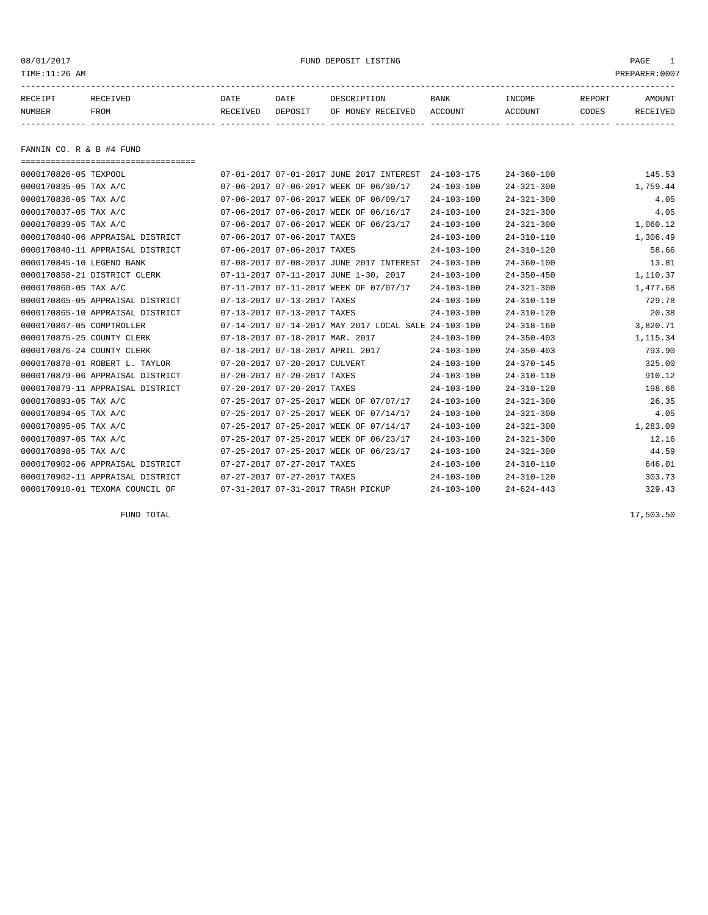08/01/2017 FUND DEPOSIT LISTING PAGE 1

TIME:11:26 AM PREPARER:0007

| RECEIPT NUMBER | RECEIVED FROM | DATE RECEIVED | DATE DEPOSIT | DESCRIPTION OF MONEY RECEIVED | BANK ACCOUNT | INCOME ACCOUNT | REPORT CODES | AMOUNT RECEIVED |
|---|---|---|---|---|---|---|---|---|
| **FANNIN CO. R & B #4 FUND** | | | | | | | | |
| 0000170826-05 | TEXPOOL | 07-01-2017 | 07-01-2017 | JUNE 2017 INTEREST | 24-103-175 | 24-360-100 | | 145.53 |
| 0000170835-05 | TAX A/C | 07-06-2017 | 07-06-2017 | WEEK OF 06/30/17 | 24-103-100 | 24-321-300 | | 1,759.44 |
| 0000170836-05 | TAX A/C | 07-06-2017 | 07-06-2017 | WEEK OF 06/09/17 | 24-103-100 | 24-321-300 | | 4.05 |
| 0000170837-05 | TAX A/C | 07-06-2017 | 07-06-2017 | WEEK OF 06/16/17 | 24-103-100 | 24-321-300 | | 4.05 |
| 0000170839-05 | TAX A/C | 07-06-2017 | 07-06-2017 | WEEK OF 06/23/17 | 24-103-100 | 24-321-300 | | 1,060.12 |
| 0000170840-06 | APPRAISAL DISTRICT | 07-06-2017 | 07-06-2017 | TAXES | 24-103-100 | 24-310-110 | | 1,306.49 |
| 0000170840-11 | APPRAISAL DISTRICT | 07-06-2017 | 07-06-2017 | TAXES | 24-103-100 | 24-310-120 | | 58.66 |
| 0000170845-10 | LEGEND BANK | 07-08-2017 | 07-08-2017 | JUNE 2017 INTEREST | 24-103-100 | 24-360-100 | | 13.81 |
| 0000170858-21 | DISTRICT CLERK | 07-11-2017 | 07-11-2017 | JUNE 1-30, 2017 | 24-103-100 | 24-350-450 | | 1,110.37 |
| 0000170860-05 | TAX A/C | 07-11-2017 | 07-11-2017 | WEEK OF 07/07/17 | 24-103-100 | 24-321-300 | | 1,477.68 |
| 0000170865-05 | APPRAISAL DISTRICT | 07-13-2017 | 07-13-2017 | TAXES | 24-103-100 | 24-310-110 | | 729.78 |
| 0000170865-10 | APPRAISAL DISTRICT | 07-13-2017 | 07-13-2017 | TAXES | 24-103-100 | 24-310-120 | | 20.38 |
| 0000170867-05 | COMPTROLLER | 07-14-2017 | 07-14-2017 | MAY 2017 LOCAL SALE | 24-103-100 | 24-318-160 | | 3,820.71 |
| 0000170875-25 | COUNTY CLERK | 07-18-2017 | 07-18-2017 | MAR. 2017 | 24-103-100 | 24-350-403 | | 1,115.34 |
| 0000170876-24 | COUNTY CLERK | 07-18-2017 | 07-18-2017 | APRIL 2017 | 24-103-100 | 24-350-403 | | 793.90 |
| 0000170878-01 | ROBERT L. TAYLOR | 07-20-2017 | 07-20-2017 | CULVERT | 24-103-100 | 24-370-145 | | 325.00 |
| 0000170879-06 | APPRAISAL DISTRICT | 07-20-2017 | 07-20-2017 | TAXES | 24-103-100 | 24-310-110 | | 910.12 |
| 0000170879-11 | APPRAISAL DISTRICT | 07-20-2017 | 07-20-2017 | TAXES | 24-103-100 | 24-310-120 | | 198.66 |
| 0000170893-05 | TAX A/C | 07-25-2017 | 07-25-2017 | WEEK OF 07/07/17 | 24-103-100 | 24-321-300 | | 26.35 |
| 0000170894-05 | TAX A/C | 07-25-2017 | 07-25-2017 | WEEK OF 07/14/17 | 24-103-100 | 24-321-300 | | 4.05 |
| 0000170895-05 | TAX A/C | 07-25-2017 | 07-25-2017 | WEEK OF 07/14/17 | 24-103-100 | 24-321-300 | | 1,283.09 |
| 0000170897-05 | TAX A/C | 07-25-2017 | 07-25-2017 | WEEK OF 06/23/17 | 24-103-100 | 24-321-300 | | 12.16 |
| 0000170898-05 | TAX A/C | 07-25-2017 | 07-25-2017 | WEEK OF 06/23/17 | 24-103-100 | 24-321-300 | | 44.59 |
| 0000170902-06 | APPRAISAL DISTRICT | 07-27-2017 | 07-27-2017 | TAXES | 24-103-100 | 24-310-110 | | 646.01 |
| 0000170902-11 | APPRAISAL DISTRICT | 07-27-2017 | 07-27-2017 | TAXES | 24-103-100 | 24-310-120 | | 303.73 |
| 0000170910-01 | TEXOMA COUNCIL OF | 07-31-2017 | 07-31-2017 | TRASH PICKUP | 24-103-100 | 24-624-443 | | 329.43 |
| | FUND TOTAL | | | | | | | 17,503.50 |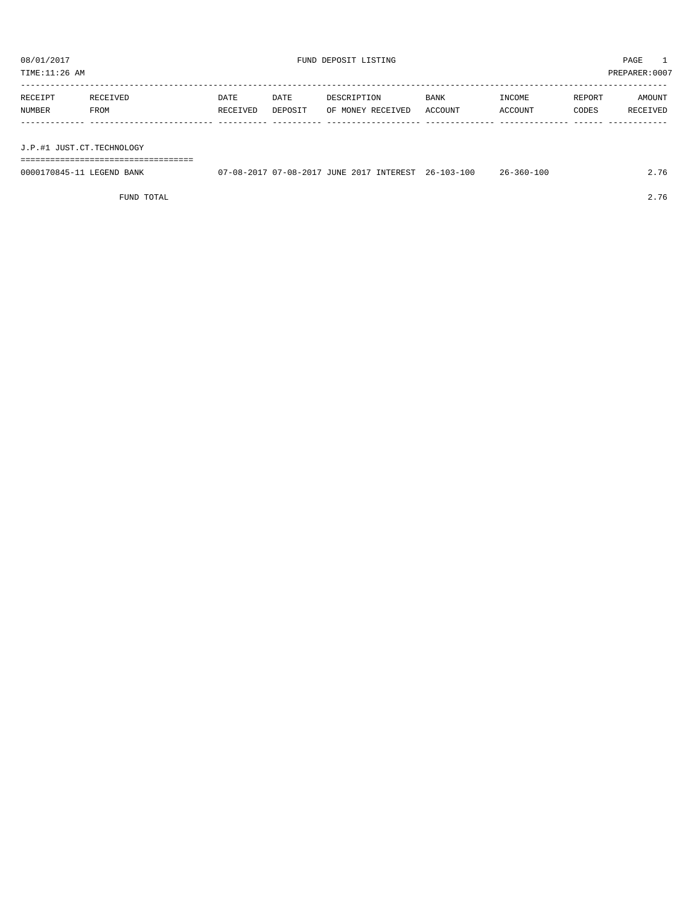FUND DEPOSIT LISTING

TIME:11:26 AM PREPARER:0007

| RECEIPT NUMBER | RECEIVED FROM | DATE RECEIVED | DATE DEPOSIT | DESCRIPTION OF MONEY RECEIVED | BANK ACCOUNT | INCOME ACCOUNT | REPORT CODES | AMOUNT RECEIVED |
|---|---|---|---|---|---|---|---|---|
| J.P.#1 JUST.CT.TECHNOLOGY | | | | | | | | |
| 0000170845-11 | LEGEND BANK | 07-08-2017 | 07-08-2017 | JUNE 2017 INTEREST | 26-103-100 | 26-360-100 | | 2.76 |
| | FUND TOTAL | | | | | | | 2.76 |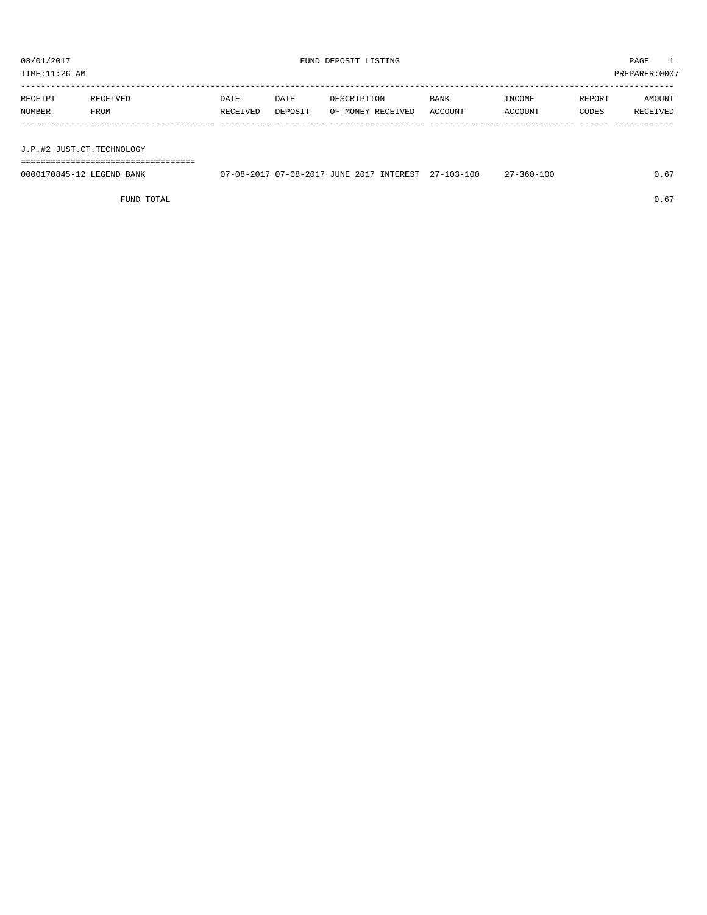08/01/2017 FUND DEPOSIT LISTING PAGE 1

TIME:11:26 AM PREPARER:0007

| RECEIPT NUMBER | RECEIVED FROM | DATE RECEIVED | DATE DEPOSIT | DESCRIPTION OF MONEY RECEIVED | BANK ACCOUNT | INCOME ACCOUNT | REPORT CODES | AMOUNT RECEIVED |
|---|---|---|---|---|---|---|---|---|
| J.P.#2 JUST.CT.TECHNOLOGY | | | | | | | | |
| 0000170845-12 | LEGEND BANK | 07-08-2017 | 07-08-2017 | JUNE 2017 INTEREST | 27-103-100 | 27-360-100 | | 0.67 |
| | FUND TOTAL | | | | | | | 0.67 |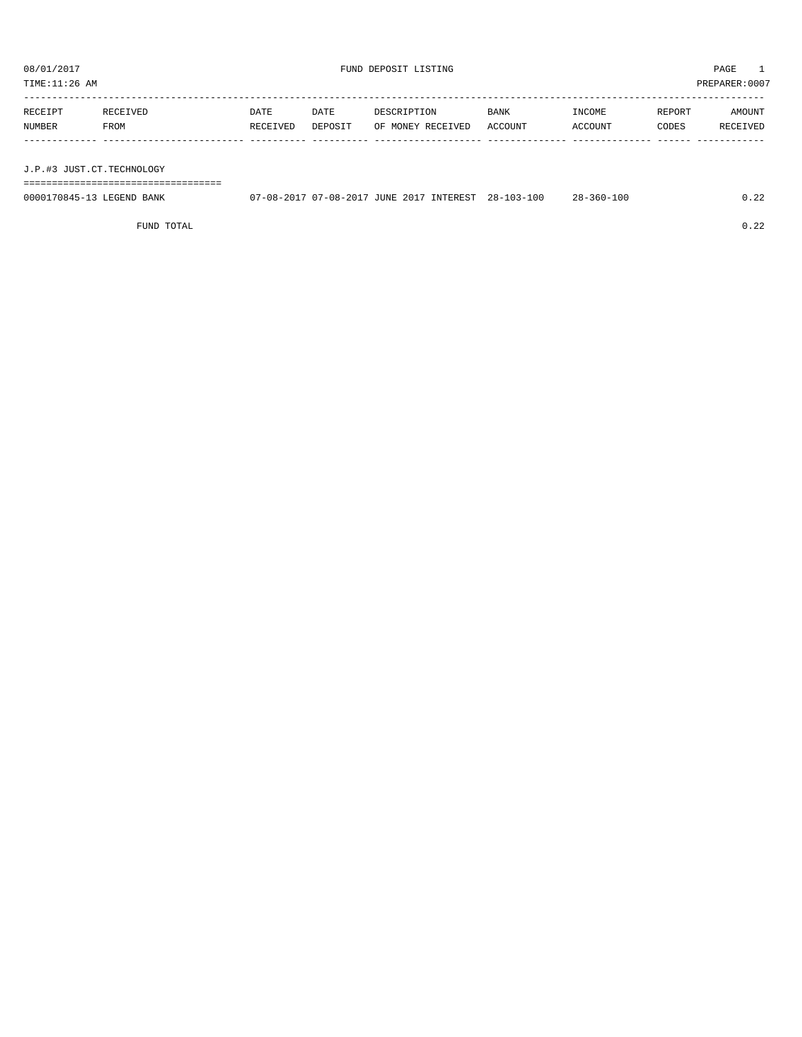08/01/2017 FUND DEPOSIT LISTING

TIME:11:26 AM PREPARER:0007

| RECEIPT NUMBER | RECEIVED FROM | DATE RECEIVED | DATE DEPOSIT | DESCRIPTION OF MONEY RECEIVED | BANK ACCOUNT | INCOME ACCOUNT | REPORT CODES | AMOUNT RECEIVED |
|---|---|---|---|---|---|---|---|---|
| J.P.#3 JUST.CT.TECHNOLOGY | | | | | | | | |
| 0000170845-13 | LEGEND BANK | 07-08-2017 | 07-08-2017 | JUNE 2017 INTEREST | 28-103-100 | 28-360-100 | | 0.22 |
| | FUND TOTAL | | | | | | | 0.22 |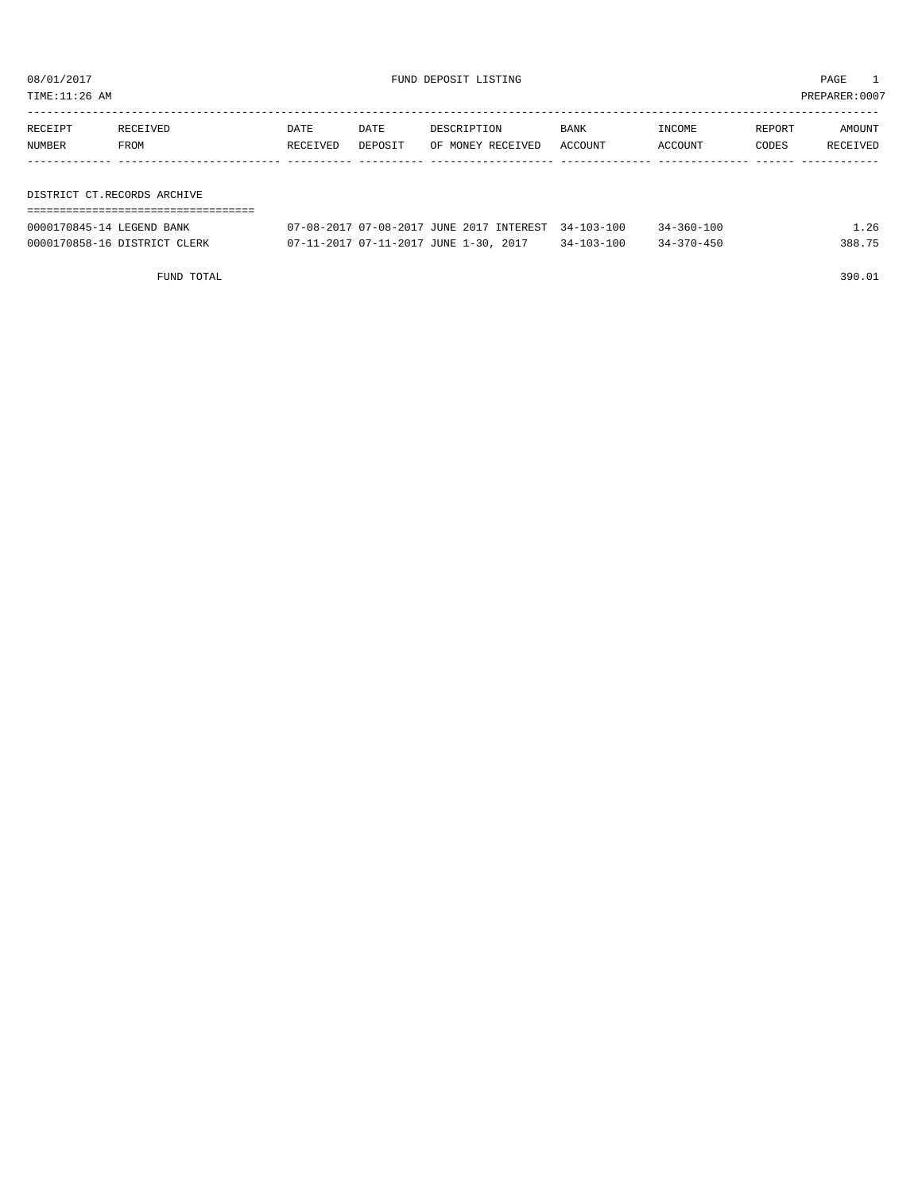08/01/2017 FUND DEPOSIT LISTING PAGE 1
TIME:11:26 AM PREPARER:0007

| RECEIPT NUMBER | RECEIVED FROM | DATE RECEIVED | DATE DEPOSIT | DESCRIPTION OF MONEY RECEIVED | BANK ACCOUNT | INCOME ACCOUNT | REPORT CODES | AMOUNT RECEIVED |
|---|---|---|---|---|---|---|---|---|
| **DISTRICT CT.RECORDS ARCHIVE** | | | | | | | | |
| 0000170845-14 | LEGEND BANK | 07-08-2017 | 07-08-2017 | JUNE 2017 INTEREST | 34-103-100 | 34-360-100 | | 1.26 |
| 0000170858-16 | DISTRICT CLERK | 07-11-2017 | 07-11-2017 | JUNE 1-30, 2017 | 34-103-100 | 34-370-450 | | 388.75 |
| | FUND TOTAL | | | | | | | 390.01 |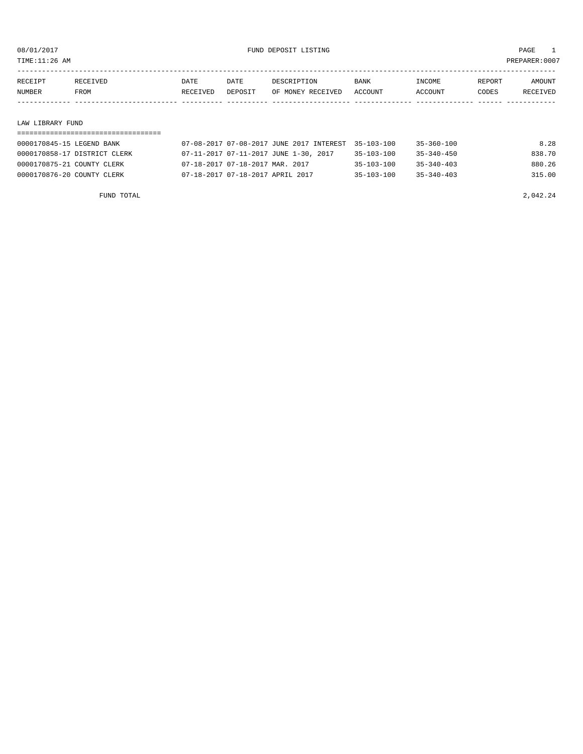08/01/2017 FUND DEPOSIT LISTING

TIME:11:26 AM PREPARER:0007

| RECEIPT NUMBER | RECEIVED FROM | DATE RECEIVED | DATE DEPOSIT | DESCRIPTION OF MONEY RECEIVED | BANK ACCOUNT | INCOME ACCOUNT | REPORT CODES | AMOUNT RECEIVED |
|---|---|---|---|---|---|---|---|---|

## LAW LIBRARY FUND

| RECEIPT NUMBER | RECEIVED FROM | DATE RECEIVED | DATE DEPOSIT | DESCRIPTION OF MONEY RECEIVED | BANK ACCOUNT | INCOME ACCOUNT | REPORT CODES | AMOUNT RECEIVED |
|---|---|---|---|---|---|---|---|---|
| 0000170845-15 | LEGEND BANK | 07-08-2017 | 07-08-2017 | JUNE 2017 INTEREST | 35-103-100 | 35-360-100 | | 8.28 |
| 0000170858-17 | DISTRICT CLERK | 07-11-2017 | 07-11-2017 | JUNE 1-30, 2017 | 35-103-100 | 35-340-450 | | 838.70 |
| 0000170875-21 | COUNTY CLERK | 07-18-2017 | 07-18-2017 | MAR. 2017 | 35-103-100 | 35-340-403 | | 880.26 |
| 0000170876-20 | COUNTY CLERK | 07-18-2017 | 07-18-2017 | APRIL 2017 | 35-103-100 | 35-340-403 | | 315.00 |
| | FUND TOTAL | | | | | | | 2,042.24 |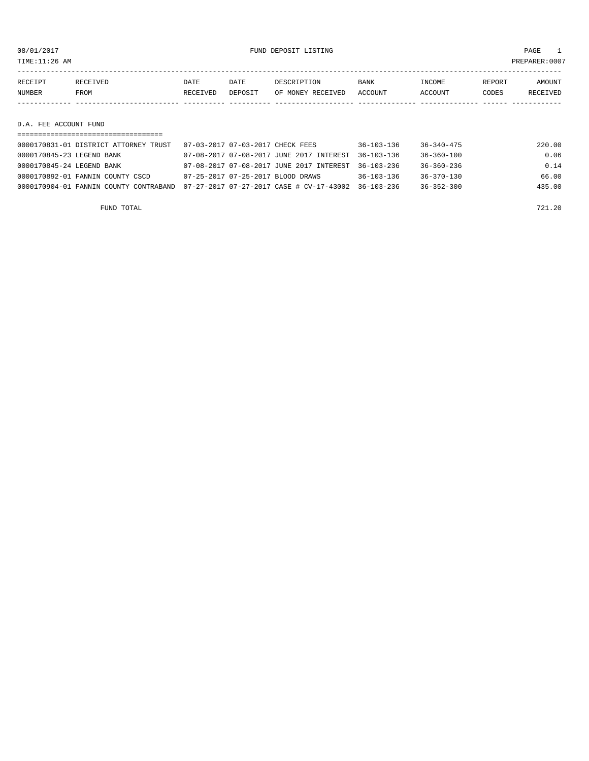# FUND DEPOSIT LISTING

08/01/2017

TIME:11:26 AM

PREPARER:0007

## D.A. FEE ACCOUNT FUND

| RECEIPT NUMBER | RECEIVED FROM | DATE RECEIVED | DATE DEPOSIT | DESCRIPTION OF MONEY RECEIVED | BANK ACCOUNT | INCOME ACCOUNT | REPORT CODES | AMOUNT RECEIVED |
|---|---|---|---|---|---|---|---|---|
| 0000170831-01 | DISTRICT ATTORNEY TRUST | 07-03-2017 | 07-03-2017 | CHECK FEES | 36-103-136 | 36-340-475 | | 220.00 |
| 0000170845-23 | LEGEND BANK | 07-08-2017 | 07-08-2017 | JUNE 2017 INTEREST | 36-103-136 | 36-360-100 | | 0.06 |
| 0000170845-24 | LEGEND BANK | 07-08-2017 | 07-08-2017 | JUNE 2017 INTEREST | 36-103-236 | 36-360-236 | | 0.14 |
| 0000170892-01 | FANNIN COUNTY CSCD | 07-25-2017 | 07-25-2017 | BLOOD DRAWS | 36-103-136 | 36-370-130 | | 66.00 |
| 0000170904-01 | FANNIN COUNTY CONTRABAND | 07-27-2017 | 07-27-2017 | CASE # CV-17-43002 | 36-103-236 | 36-352-300 | | 435.00 |
| | FUND TOTAL | | | | | | | 721.20 |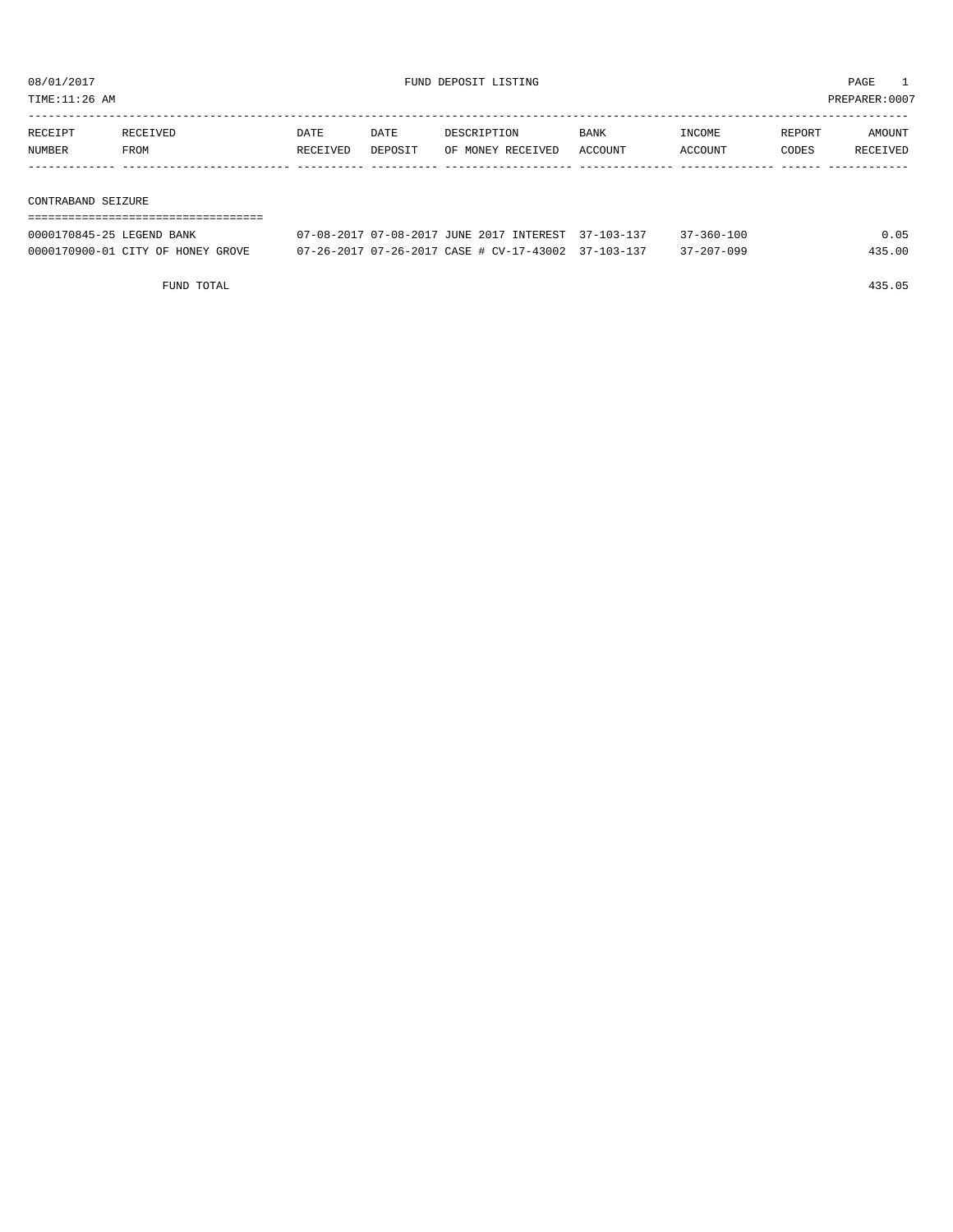08/01/2017 FUND DEPOSIT LISTING

TIME:11:26 AM PREPARER:0007

| RECEIPT NUMBER | RECEIVED FROM | DATE RECEIVED | DATE DEPOSIT | DESCRIPTION OF MONEY RECEIVED | BANK ACCOUNT | INCOME ACCOUNT | REPORT CODES | AMOUNT RECEIVED |
|---|---|---|---|---|---|---|---|---|
| **CONTRABAND SEIZURE** | | | | | | | | |
| 0000170845-25 | LEGEND BANK | 07-08-2017 | 07-08-2017 | JUNE 2017 INTEREST | 37-103-137 | 37-360-100 | | 0.05 |
| 0000170900-01 | CITY OF HONEY GROVE | 07-26-2017 | 07-26-2017 | CASE # CV-17-43002 | 37-103-137 | 37-207-099 | | 435.00 |
| | FUND TOTAL | | | | | | | 435.05 |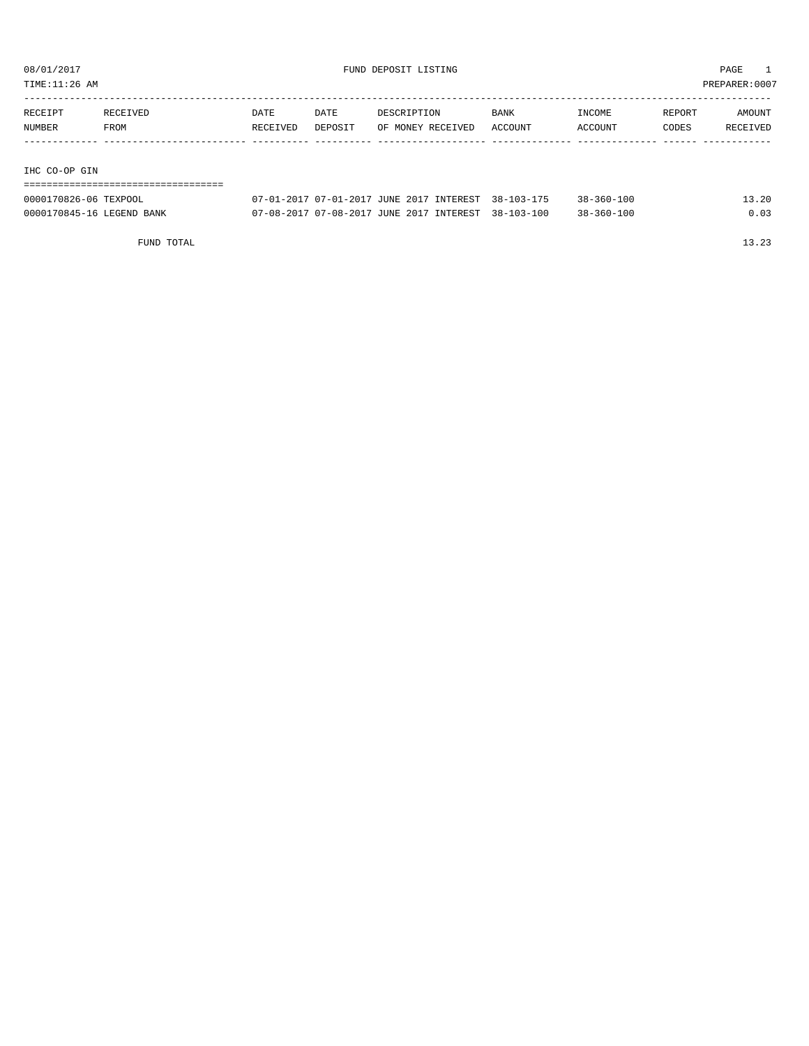08/01/2017 FUND DEPOSIT LISTING PAGE 1
TIME:11:26 AM PREPARER:0007

| RECEIPT NUMBER | RECEIVED FROM | DATE RECEIVED | DATE DEPOSIT | DESCRIPTION OF MONEY RECEIVED | BANK ACCOUNT | INCOME ACCOUNT | REPORT CODES | AMOUNT RECEIVED |
|---|---|---|---|---|---|---|---|---|
| **IHC CO-OP GIN** | | | | | | | | |
| 0000170826-06 | TEXPOOL | 07-01-2017 | 07-01-2017 | JUNE 2017 INTEREST | 38-103-175 | 38-360-100 | | 13.20 |
| 0000170845-16 | LEGEND BANK | 07-08-2017 | 07-08-2017 | JUNE 2017 INTEREST | 38-103-100 | 38-360-100 | | 0.03 |
| | FUND TOTAL | | | | | | | 13.23 |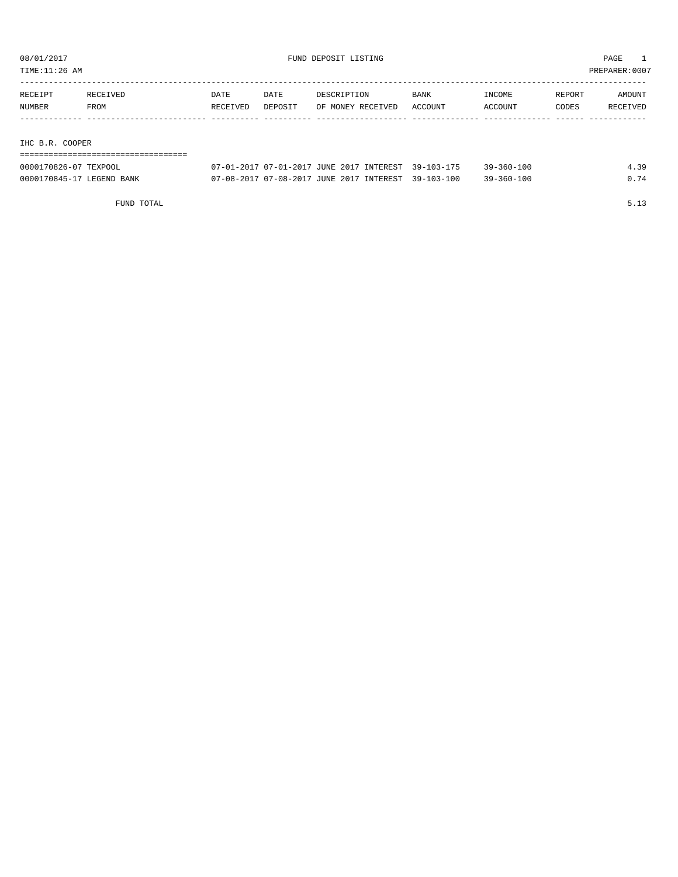08/01/2017 FUND DEPOSIT LISTING
TIME:11:26 AM PREPARER:0007

| RECEIPT NUMBER | RECEIVED FROM | DATE RECEIVED | DATE DEPOSIT | DESCRIPTION OF MONEY RECEIVED | BANK ACCOUNT | INCOME ACCOUNT | REPORT CODES | AMOUNT RECEIVED |
|---|---|---|---|---|---|---|---|---|
| IHC B.R. COOPER | | | | | | | | |
| 0000170826-07 | TEXPOOL | 07-01-2017 | 07-01-2017 | JUNE 2017 INTEREST | 39-103-175 | 39-360-100 | | 4.39 |
| 0000170845-17 | LEGEND BANK | 07-08-2017 | 07-08-2017 | JUNE 2017 INTEREST | 39-103-100 | 39-360-100 | | 0.74 |
| | FUND TOTAL | | | | | | | 5.13 |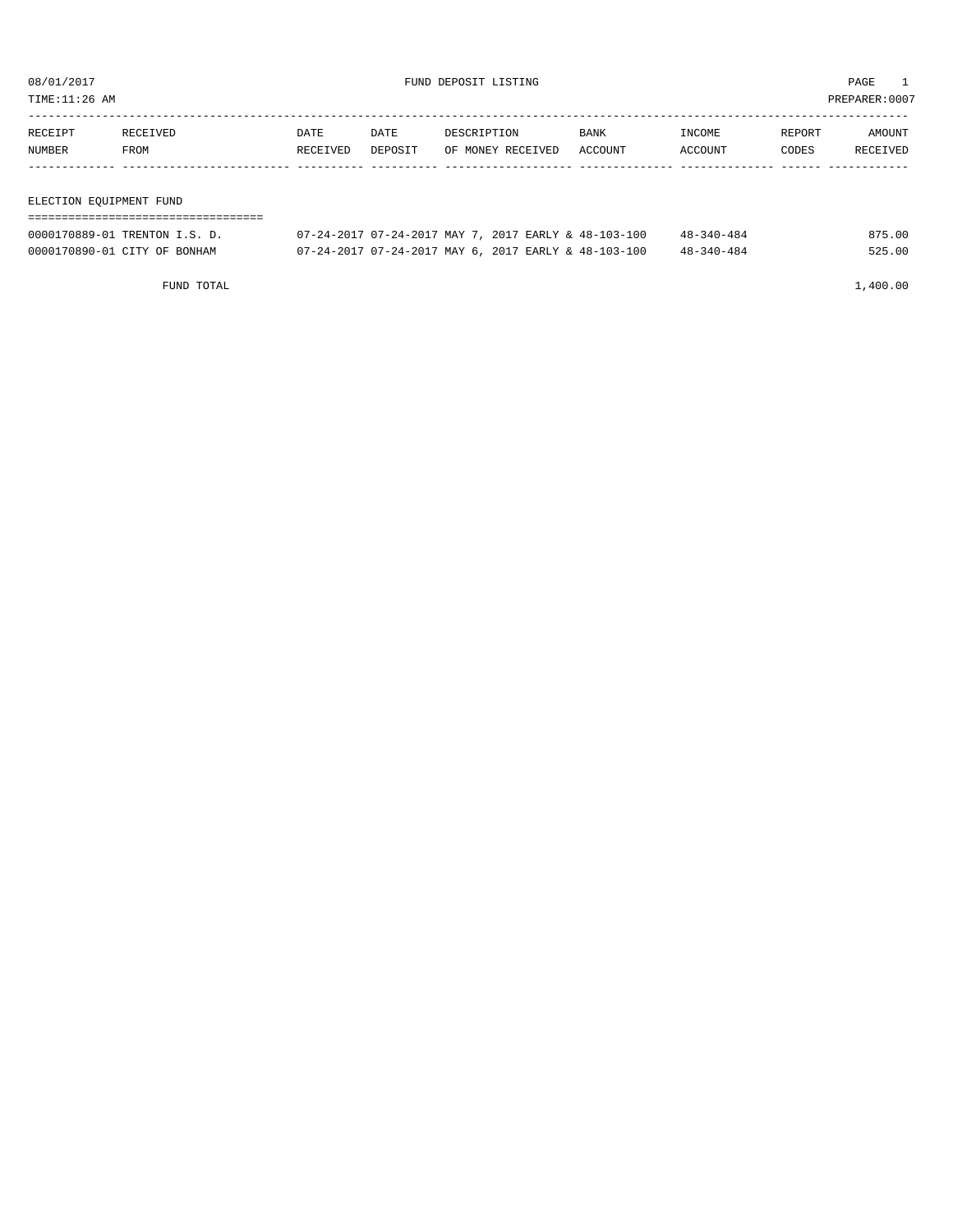08/01/2017 FUND DEPOSIT LISTING

TIME:11:26 AM PREPARER:0007

| RECEIPT NUMBER | RECEIVED FROM | DATE RECEIVED | DATE DEPOSIT | DESCRIPTION OF MONEY RECEIVED | BANK ACCOUNT | INCOME ACCOUNT | REPORT CODES | AMOUNT RECEIVED |
|---|---|---|---|---|---|---|---|---|
| **ELECTION EQUIPMENT FUND** | | | | | | | | |
| 0000170889-01 | TRENTON I.S. D. | 07-24-2017 | 07-24-2017 | MAY 7, 2017 EARLY & | 48-103-100 | 48-340-484 | | 875.00 |
| 0000170890-01 | CITY OF BONHAM | 07-24-2017 | 07-24-2017 | MAY 6, 2017 EARLY & | 48-103-100 | 48-340-484 | | 525.00 |
| | FUND TOTAL | | | | | | | 1,400.00 |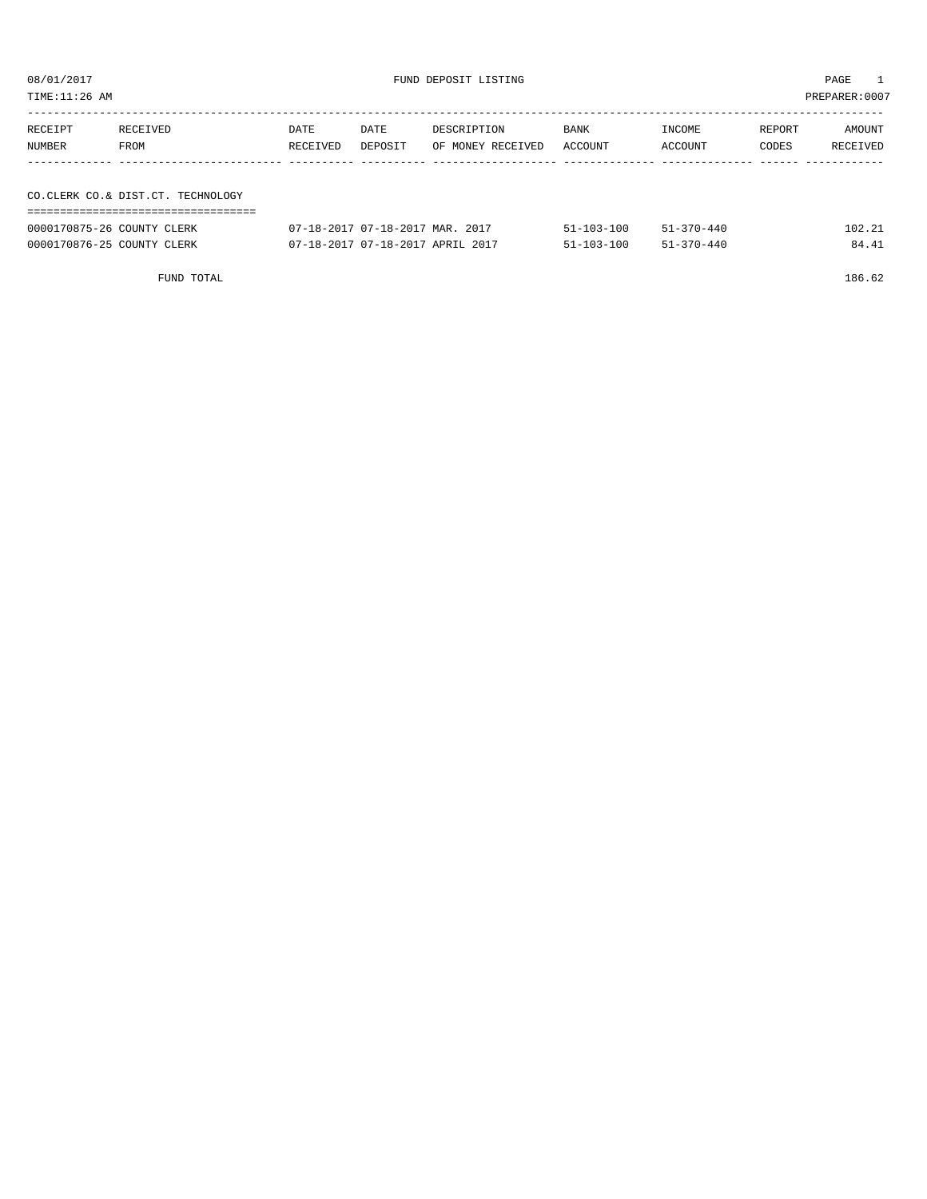08/01/2017 FUND DEPOSIT LISTING PAGE 1

TIME:11:26 AM PREPARER:0007

| RECEIPT NUMBER | RECEIVED FROM | DATE RECEIVED | DATE DEPOSIT | DESCRIPTION OF MONEY RECEIVED | BANK ACCOUNT | INCOME ACCOUNT | REPORT CODES | AMOUNT RECEIVED |
|---|---|---|---|---|---|---|---|---|
| CO.CLERK CO.& DIST.CT. TECHNOLOGY | | | | | | | | |
| 0000170875-26 | COUNTY CLERK | 07-18-2017 | 07-18-2017 | MAR. 2017 | 51-103-100 | 51-370-440 | | 102.21 |
| 0000170876-25 | COUNTY CLERK | 07-18-2017 | 07-18-2017 | APRIL 2017 | 51-103-100 | 51-370-440 | | 84.41 |
| FUND TOTAL | | | | | | | | 186.62 |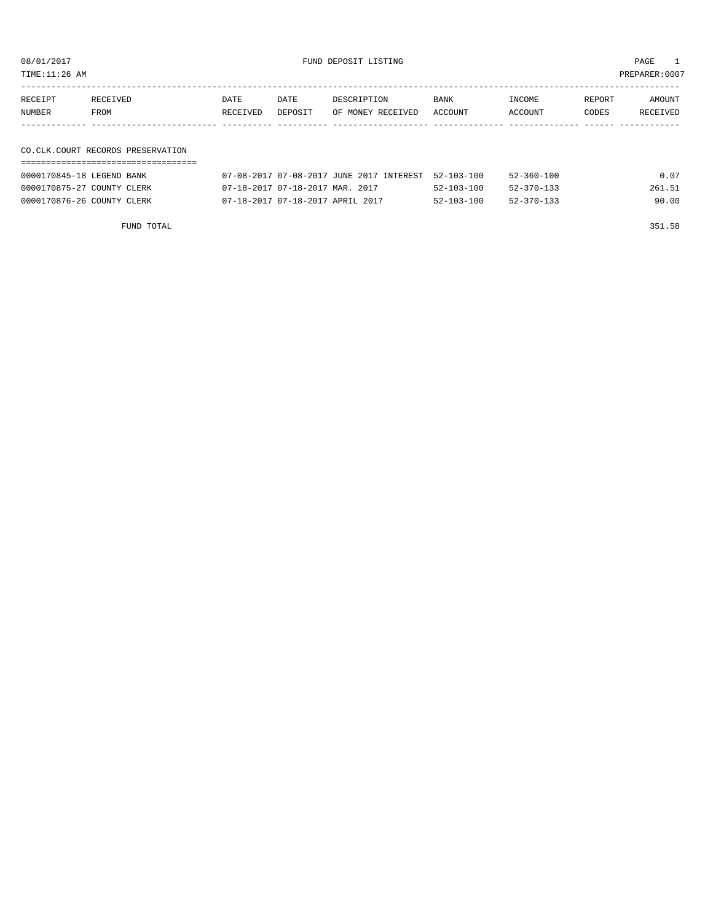08/01/2017 FUND DEPOSIT LISTING

TIME:11:26 AM PREPARER:0007

| RECEIPT NUMBER | RECEIVED FROM | DATE RECEIVED | DATE DEPOSIT | DESCRIPTION OF MONEY RECEIVED | BANK ACCOUNT | INCOME ACCOUNT | REPORT CODES | AMOUNT RECEIVED |
|---|---|---|---|---|---|---|---|---|

## CO.CLK.COURT RECORDS PRESERVATION

| RECEIPT NUMBER | RECEIVED FROM | DATE RECEIVED | DATE DEPOSIT | DESCRIPTION OF MONEY RECEIVED | BANK ACCOUNT | INCOME ACCOUNT | REPORT CODES | AMOUNT RECEIVED |
|---|---|---|---|---|---|---|---|---|
| 0000170845-18 | LEGEND BANK | 07-08-2017 | 07-08-2017 | JUNE 2017 INTEREST | 52-103-100 | 52-360-100 | | 0.07 |
| 0000170875-27 | COUNTY CLERK | 07-18-2017 | 07-18-2017 | MAR. 2017 | 52-103-100 | 52-370-133 | | 261.51 |
| 0000170876-26 | COUNTY CLERK | 07-18-2017 | 07-18-2017 | APRIL 2017 | 52-103-100 | 52-370-133 | | 90.00 |

FUND TOTAL 351.58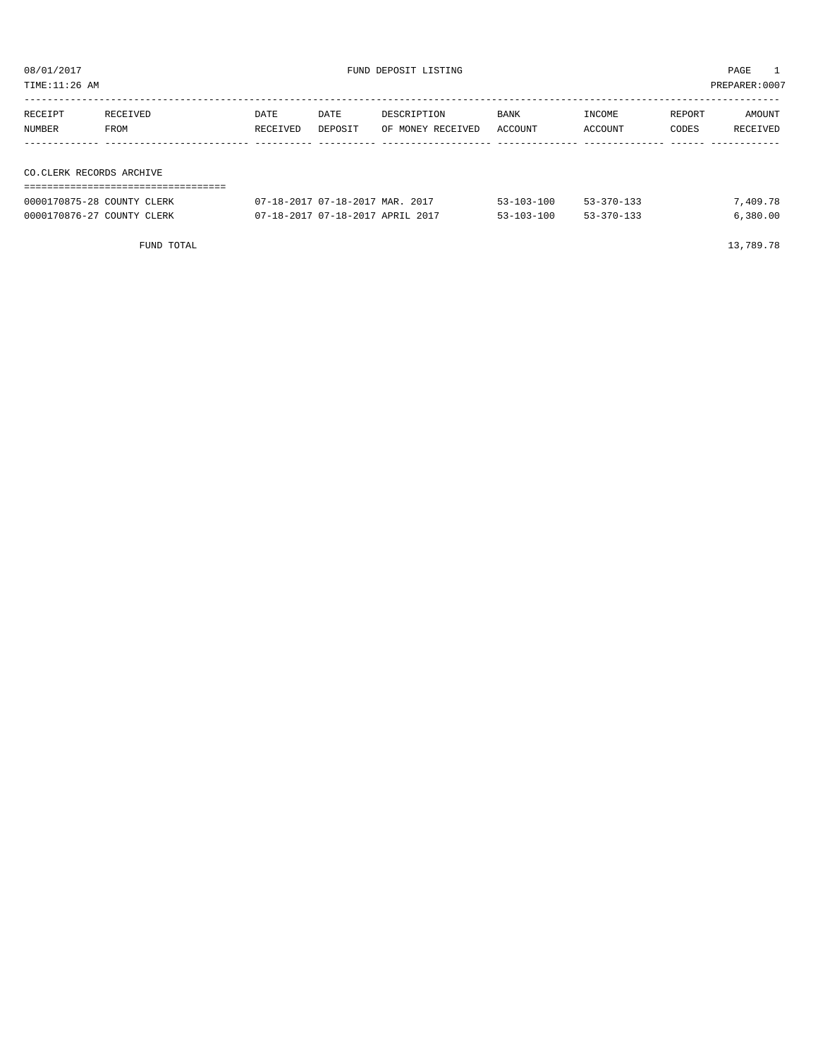08/01/2017 FUND DEPOSIT LISTING

TIME:11:26 AM PREPARER:0007

| RECEIPT NUMBER | RECEIVED FROM | DATE RECEIVED | DATE DEPOSIT | DESCRIPTION OF MONEY RECEIVED | BANK ACCOUNT | INCOME ACCOUNT | REPORT CODES | AMOUNT RECEIVED |
|---|---|---|---|---|---|---|---|---|
| **CO.CLERK RECORDS ARCHIVE** | | | | | | | | |
| 0000170875-28 | COUNTY CLERK | 07-18-2017 | 07-18-2017 | MAR. 2017 | 53-103-100 | 53-370-133 | | 7,409.78 |
| 0000170876-27 | COUNTY CLERK | 07-18-2017 | 07-18-2017 | APRIL 2017 | 53-103-100 | 53-370-133 | | 6,380.00 |
| FUND TOTAL | | | | | | | | 13,789.78 |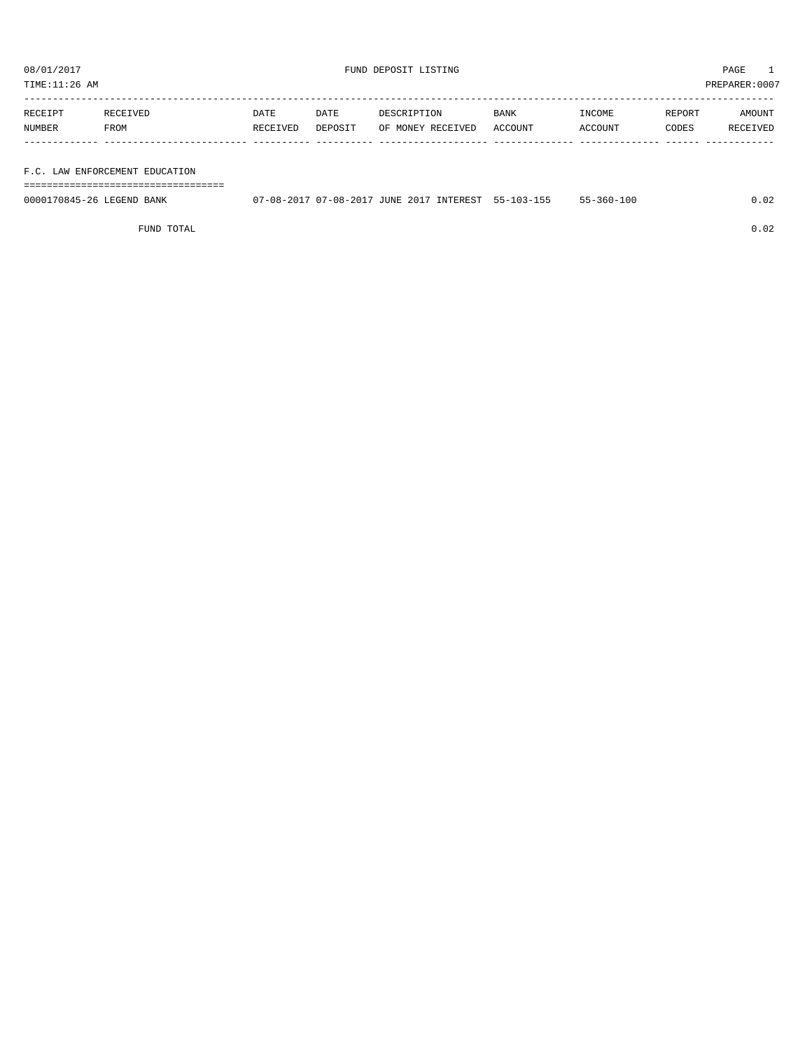08/01/2017 FUND DEPOSIT LISTING PAGE 1
TIME:11:26 AM PREPARER:0007

| RECEIPT NUMBER | RECEIVED FROM | DATE RECEIVED | DATE DEPOSIT | DESCRIPTION OF MONEY RECEIVED | BANK ACCOUNT | INCOME ACCOUNT | REPORT CODES | AMOUNT RECEIVED |
|---|---|---|---|---|---|---|---|---|
| **F.C. LAW ENFORCEMENT EDUCATION** | | | | | | | | |
| 0000170845-26 | LEGEND BANK | 07-08-2017 | 07-08-2017 | JUNE 2017 INTEREST | 55-103-155 | 55-360-100 | | 0.02 |
| | FUND TOTAL | | | | | | | 0.02 |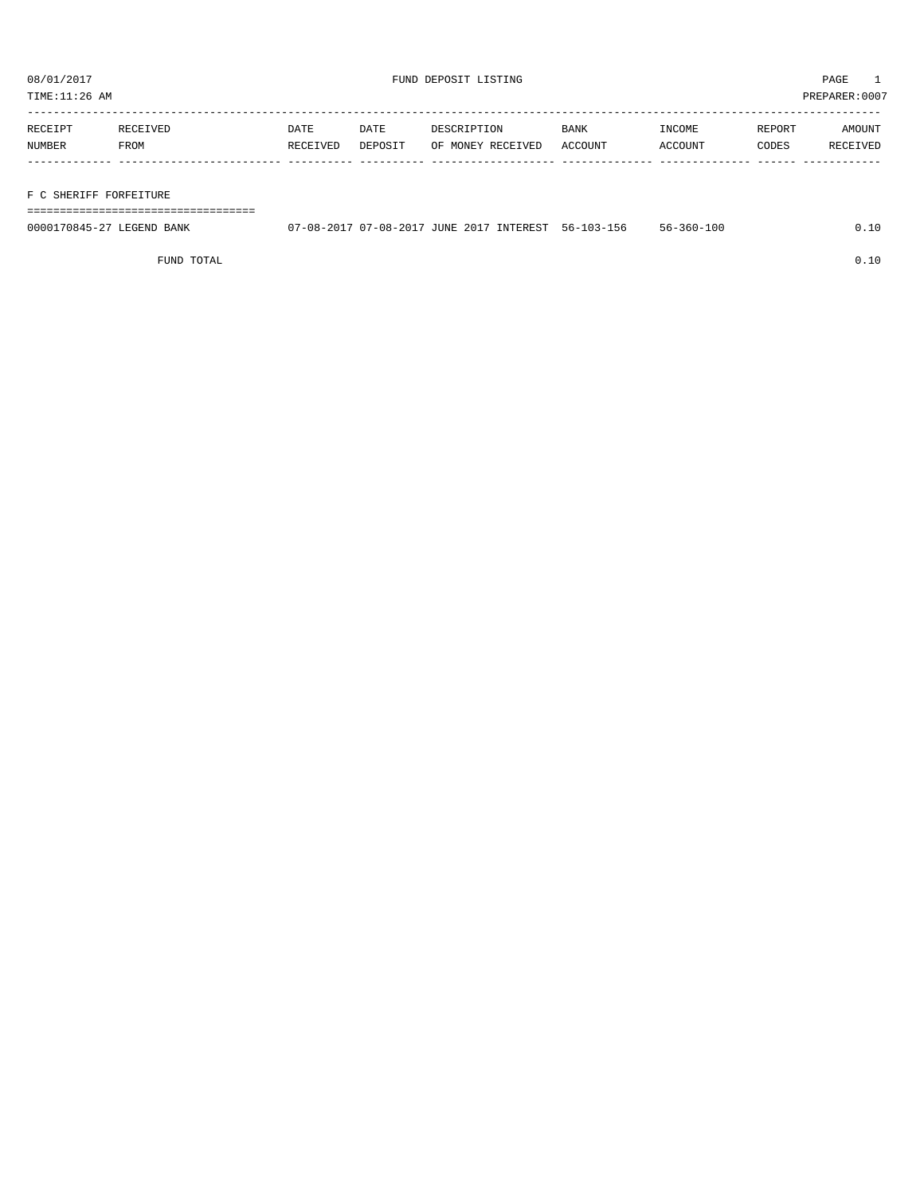08/01/2017 FUND DEPOSIT LISTING

TIME:11:26 AM PREPARER:0007

| RECEIPT NUMBER | RECEIVED FROM | DATE RECEIVED | DATE DEPOSIT | DESCRIPTION OF MONEY RECEIVED | BANK ACCOUNT | INCOME ACCOUNT | REPORT CODES | AMOUNT RECEIVED |
|---|---|---|---|---|---|---|---|---|
| **F C SHERIFF FORFEITURE** | | | | | | | | |
| 0000170845-27 | LEGEND BANK | 07-08-2017 | 07-08-2017 | JUNE 2017 INTEREST | 56-103-156 | 56-360-100 | | 0.10 |
| | FUND TOTAL | | | | | | | 0.10 |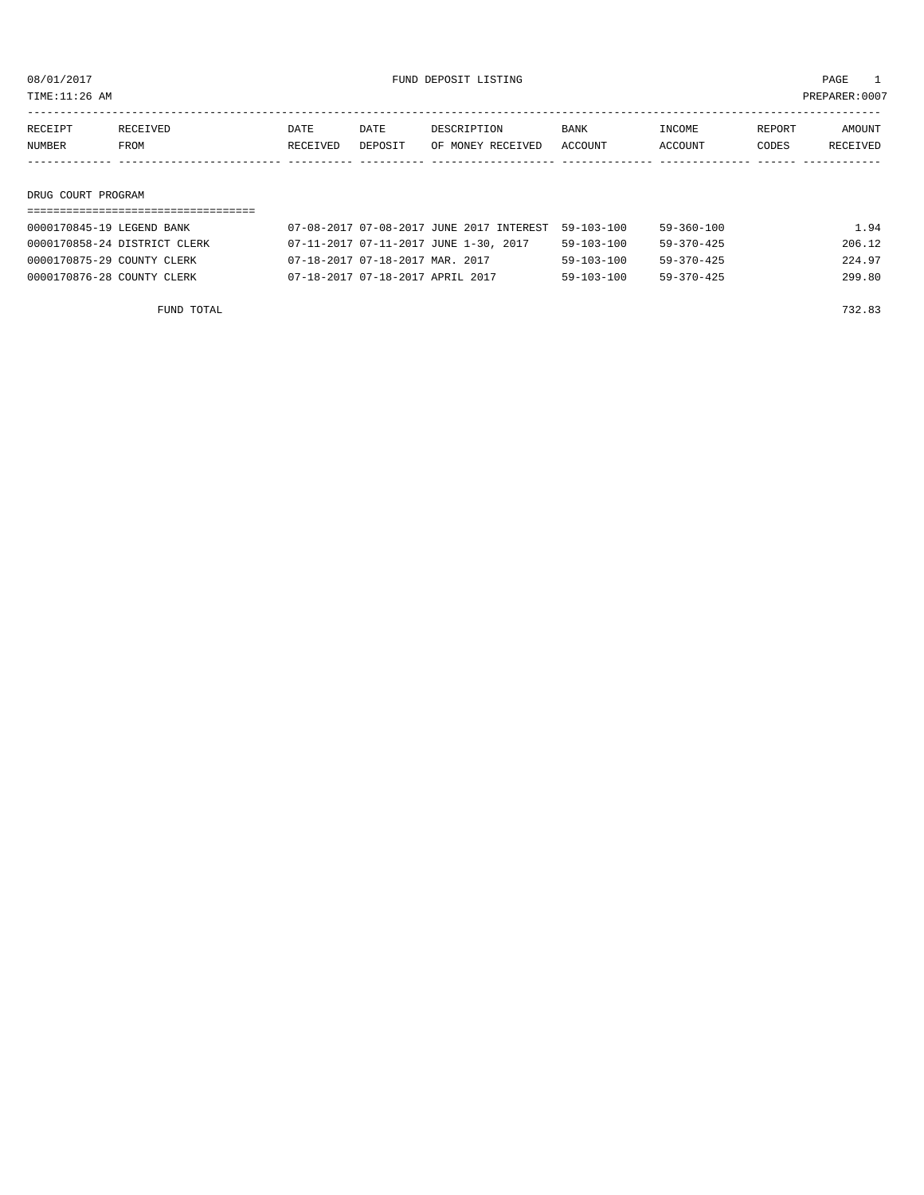08/01/2017 FUND DEPOSIT LISTING

TIME:11:26 AM PREPARER:0007

| RECEIPT NUMBER | RECEIVED FROM | DATE RECEIVED | DATE DEPOSIT | DESCRIPTION OF MONEY RECEIVED | BANK ACCOUNT | INCOME ACCOUNT | REPORT CODES | AMOUNT RECEIVED |
|---|---|---|---|---|---|---|---|---|
| **DRUG COURT PROGRAM** | | | | | | | | |
| 0000170845-19 | LEGEND BANK | 07-08-2017 | 07-08-2017 | JUNE 2017 INTEREST | 59-103-100 | 59-360-100 | | 1.94 |
| 0000170858-24 | DISTRICT CLERK | 07-11-2017 | 07-11-2017 | JUNE 1-30, 2017 | 59-103-100 | 59-370-425 | | 206.12 |
| 0000170875-29 | COUNTY CLERK | 07-18-2017 | 07-18-2017 | MAR. 2017 | 59-103-100 | 59-370-425 | | 224.97 |
| 0000170876-28 | COUNTY CLERK | 07-18-2017 | 07-18-2017 | APRIL 2017 | 59-103-100 | 59-370-425 | | 299.80 |
| | FUND TOTAL | | | | | | | 732.83 |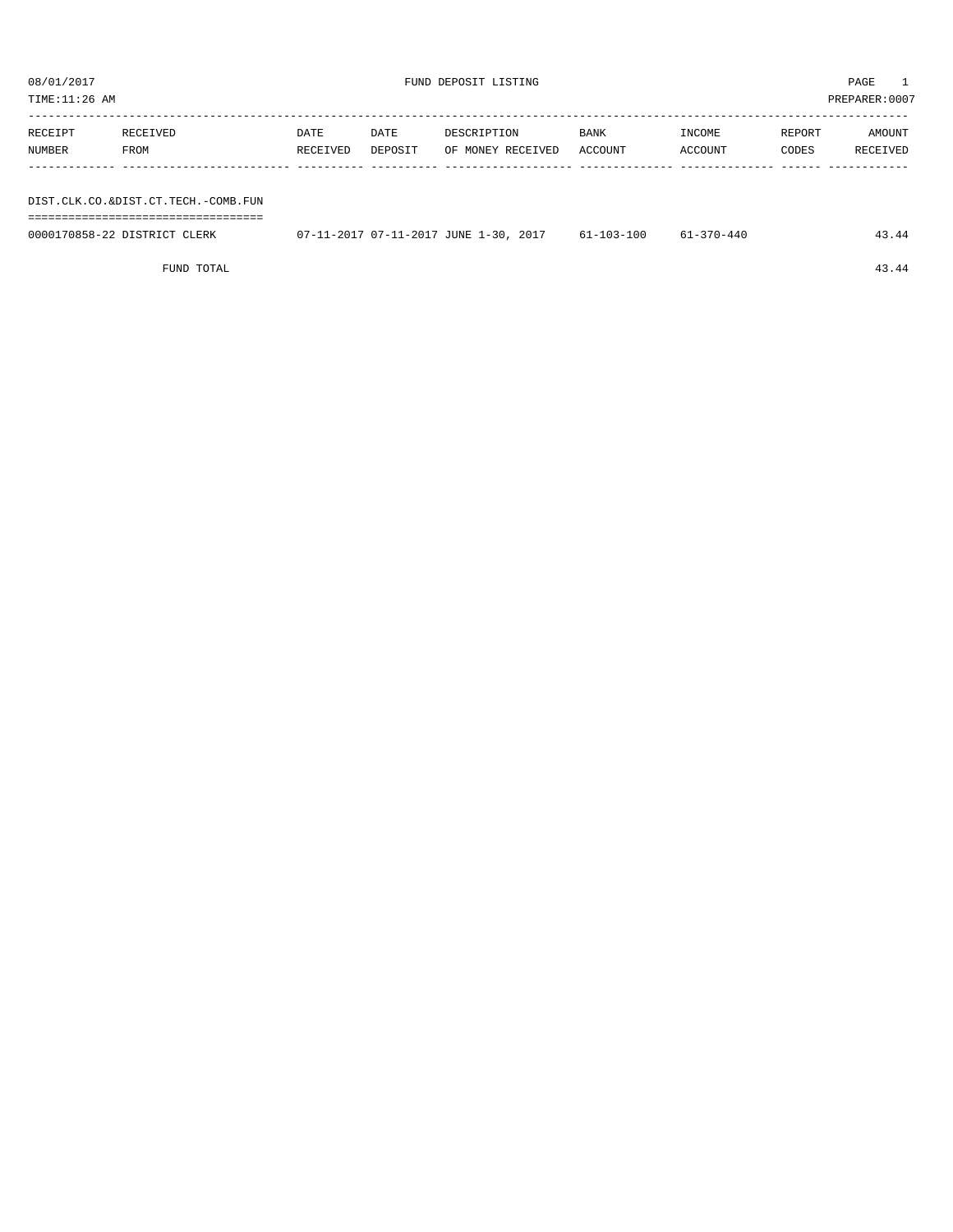08/01/2017 FUND DEPOSIT LISTING

TIME:11:26 AM PREPARER:0007

| RECEIPT NUMBER | RECEIVED FROM | DATE RECEIVED | DATE DEPOSIT | DESCRIPTION OF MONEY RECEIVED | BANK ACCOUNT | INCOME ACCOUNT | REPORT CODES | AMOUNT RECEIVED |
|---|---|---|---|---|---|---|---|---|
| DIST.CLK.CO.&DIST.CT.TECH.-COMB.FUN | | | | | | | | |
| 0000170858-22 | DISTRICT CLERK | 07-11-2017 | 07-11-2017 | JUNE 1-30, 2017 | 61-103-100 | 61-370-440 | | 43.44 |
| | FUND TOTAL | | | | | | | 43.44 |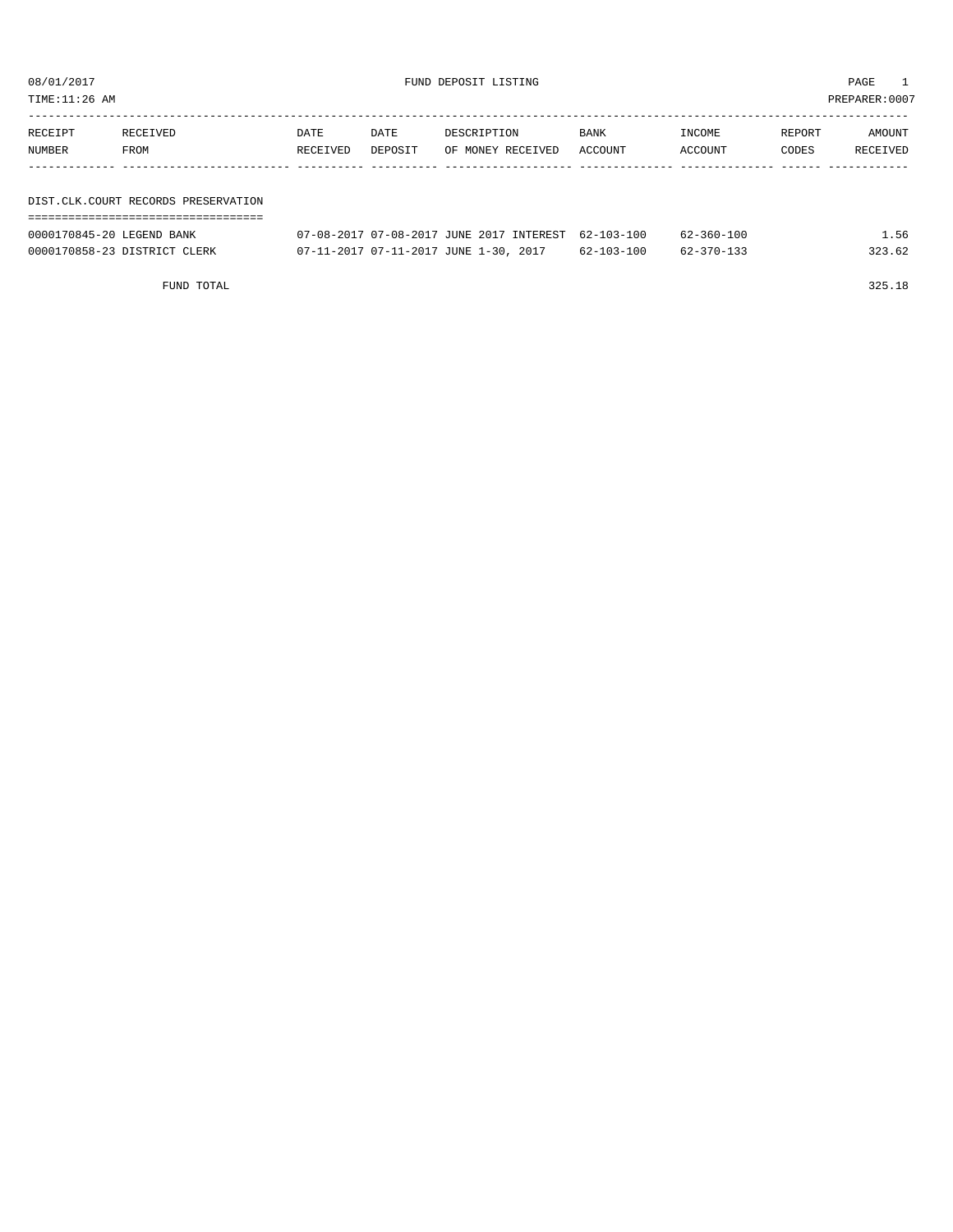08/01/2017 FUND DEPOSIT LISTING

TIME:11:26 AM PREPARER:0007

| RECEIPT NUMBER | RECEIVED FROM | DATE RECEIVED | DATE DEPOSIT | DESCRIPTION OF MONEY RECEIVED | BANK ACCOUNT | INCOME ACCOUNT | REPORT CODES | AMOUNT RECEIVED |
|---|---|---|---|---|---|---|---|---|
| **DIST.CLK.COURT RECORDS PRESERVATION** | | | | | | | | |
| 0000170845-20 | LEGEND BANK | 07-08-2017 | 07-08-2017 | JUNE 2017 INTEREST | 62-103-100 | 62-360-100 | | 1.56 |
| 0000170858-23 | DISTRICT CLERK | 07-11-2017 | 07-11-2017 | JUNE 1-30, 2017 | 62-103-100 | 62-370-133 | | 323.62 |
| | FUND TOTAL | | | | | | | 325.18 |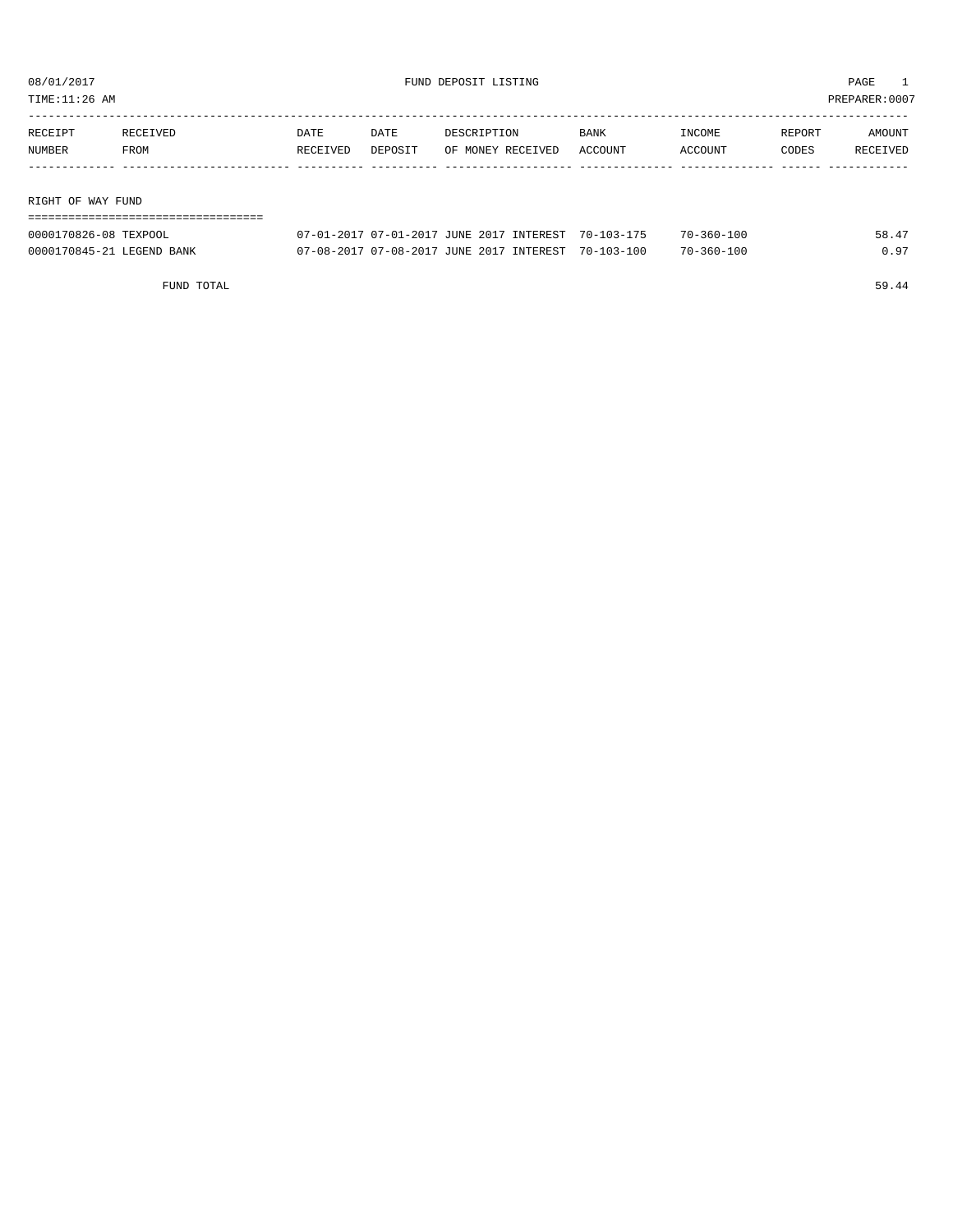08/01/2017 FUND DEPOSIT LISTING PAGE 1

TIME:11:26 AM PREPARER:0007

| RECEIPT NUMBER | RECEIVED FROM | DATE RECEIVED | DATE DEPOSIT | DESCRIPTION OF MONEY RECEIVED | BANK ACCOUNT | INCOME ACCOUNT | REPORT CODES | AMOUNT RECEIVED |
|---|---|---|---|---|---|---|---|---|
| RIGHT OF WAY FUND | | | | | | | | |
| 0000170826-08 | TEXPOOL | 07-01-2017 | 07-01-2017 | JUNE 2017 INTEREST | 70-103-175 | 70-360-100 | | 58.47 |
| 0000170845-21 | LEGEND BANK | 07-08-2017 | 07-08-2017 | JUNE 2017 INTEREST | 70-103-100 | 70-360-100 | | 0.97 |
| | FUND TOTAL | | | | | | | 59.44 |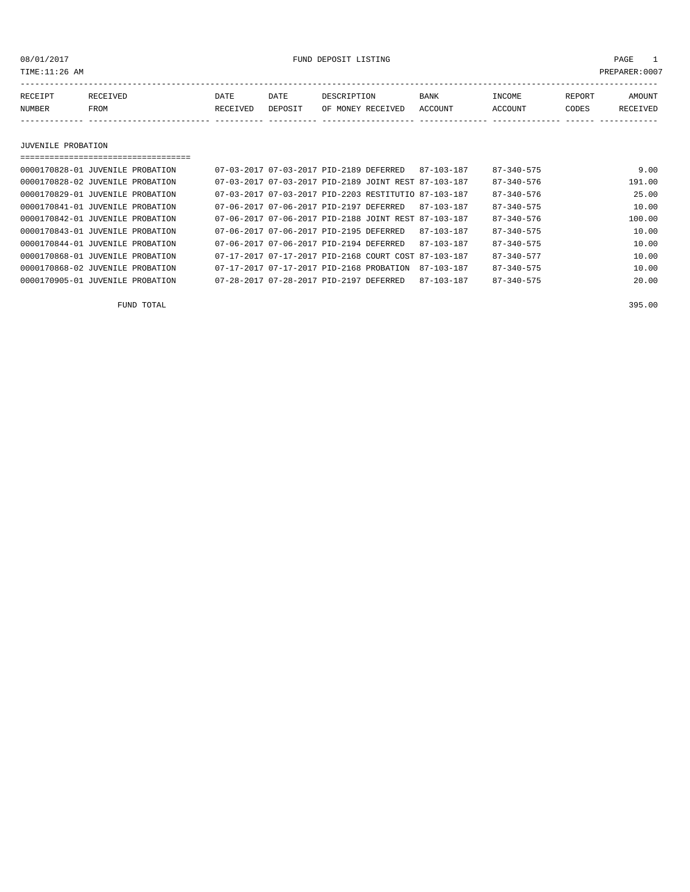08/01/2017 FUND DEPOSIT LISTING PAGE 1

TIME:11:26 AM PREPARER:0007

| RECEIPT NUMBER | RECEIVED FROM | DATE RECEIVED | DATE DEPOSIT | DESCRIPTION OF MONEY RECEIVED | BANK ACCOUNT | INCOME ACCOUNT | REPORT CODES | AMOUNT RECEIVED |
|---|---|---|---|---|---|---|---|---|

## JUVENILE PROBATION

| RECEIPT NUMBER | RECEIVED FROM | DATE RECEIVED | DATE DEPOSIT | DESCRIPTION OF MONEY RECEIVED | BANK ACCOUNT | INCOME ACCOUNT | REPORT CODES | AMOUNT RECEIVED |
|---|---|---|---|---|---|---|---|---|
| 0000170828-01 | JUVENILE PROBATION | 07-03-2017 | 07-03-2017 | PID-2189 DEFERRED | 87-103-187 | 87-340-575 | | 9.00 |
| 0000170828-02 | JUVENILE PROBATION | 07-03-2017 | 07-03-2017 | PID-2189 JOINT REST | 87-103-187 | 87-340-576 | | 191.00 |
| 0000170829-01 | JUVENILE PROBATION | 07-03-2017 | 07-03-2017 | PID-2203 RESTITUTIO | 87-103-187 | 87-340-576 | | 25.00 |
| 0000170841-01 | JUVENILE PROBATION | 07-06-2017 | 07-06-2017 | PID-2197 DEFERRED | 87-103-187 | 87-340-575 | | 10.00 |
| 0000170842-01 | JUVENILE PROBATION | 07-06-2017 | 07-06-2017 | PID-2188 JOINT REST | 87-103-187 | 87-340-576 | | 100.00 |
| 0000170843-01 | JUVENILE PROBATION | 07-06-2017 | 07-06-2017 | PID-2195 DEFERRED | 87-103-187 | 87-340-575 | | 10.00 |
| 0000170844-01 | JUVENILE PROBATION | 07-06-2017 | 07-06-2017 | PID-2194 DEFERRED | 87-103-187 | 87-340-575 | | 10.00 |
| 0000170868-01 | JUVENILE PROBATION | 07-17-2017 | 07-17-2017 | PID-2168 COURT COST | 87-103-187 | 87-340-577 | | 10.00 |
| 0000170868-02 | JUVENILE PROBATION | 07-17-2017 | 07-17-2017 | PID-2168 PROBATION | 87-103-187 | 87-340-575 | | 10.00 |
| 0000170905-01 | JUVENILE PROBATION | 07-28-2017 | 07-28-2017 | PID-2197 DEFERRED | 87-103-187 | 87-340-575 | | 20.00 |

FUND TOTAL 395.00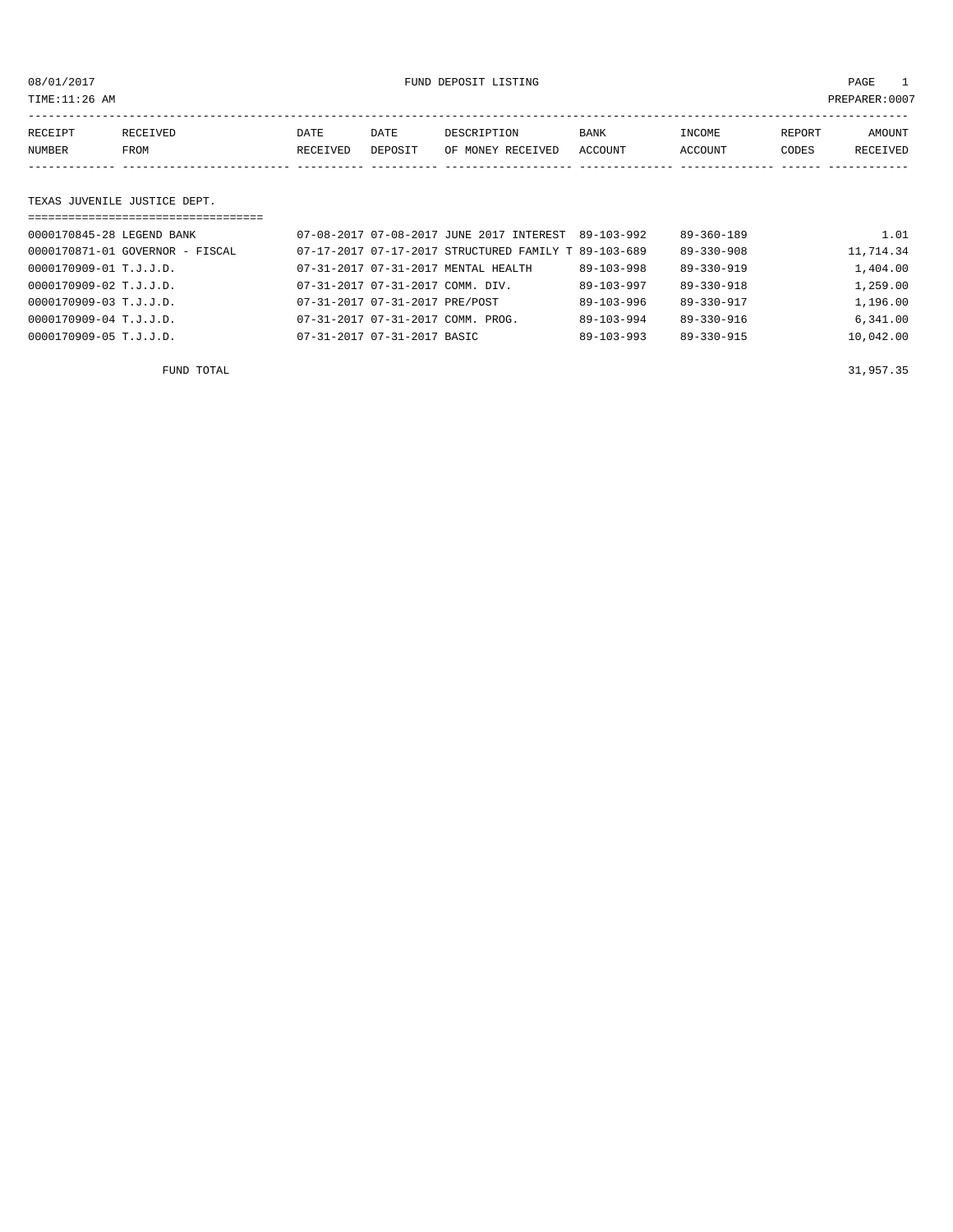08/01/2017 FUND DEPOSIT LISTING PAGE 1
TIME:11:26 AM PREPARER:0007

| RECEIPT NUMBER | RECEIVED FROM | DATE RECEIVED | DATE DEPOSIT | DESCRIPTION OF MONEY RECEIVED | BANK ACCOUNT | INCOME ACCOUNT | REPORT CODES | AMOUNT RECEIVED |
|---|---|---|---|---|---|---|---|---|
| **TEXAS JUVENILE JUSTICE DEPT.** | | | | | | | | |
| 0000170845-28 | LEGEND BANK | 07-08-2017 | 07-08-2017 | JUNE 2017 INTEREST | 89-103-992 | 89-360-189 | | 1.01 |
| 0000170871-01 | GOVERNOR - FISCAL | 07-17-2017 | 07-17-2017 | STRUCTURED FAMILY T | 89-103-689 | 89-330-908 | | 11,714.34 |
| 0000170909-01 | T.J.J.D. | 07-31-2017 | 07-31-2017 | MENTAL HEALTH | 89-103-998 | 89-330-919 | | 1,404.00 |
| 0000170909-02 | T.J.J.D. | 07-31-2017 | 07-31-2017 | COMM. DIV. | 89-103-997 | 89-330-918 | | 1,259.00 |
| 0000170909-03 | T.J.J.D. | 07-31-2017 | 07-31-2017 | PRE/POST | 89-103-996 | 89-330-917 | | 1,196.00 |
| 0000170909-04 | T.J.J.D. | 07-31-2017 | 07-31-2017 | COMM. PROG. | 89-103-994 | 89-330-916 | | 6,341.00 |
| 0000170909-05 | T.J.J.D. | 07-31-2017 | 07-31-2017 | BASIC | 89-103-993 | 89-330-915 | | 10,042.00 |
| | FUND TOTAL | | | | | | | 31,957.35 |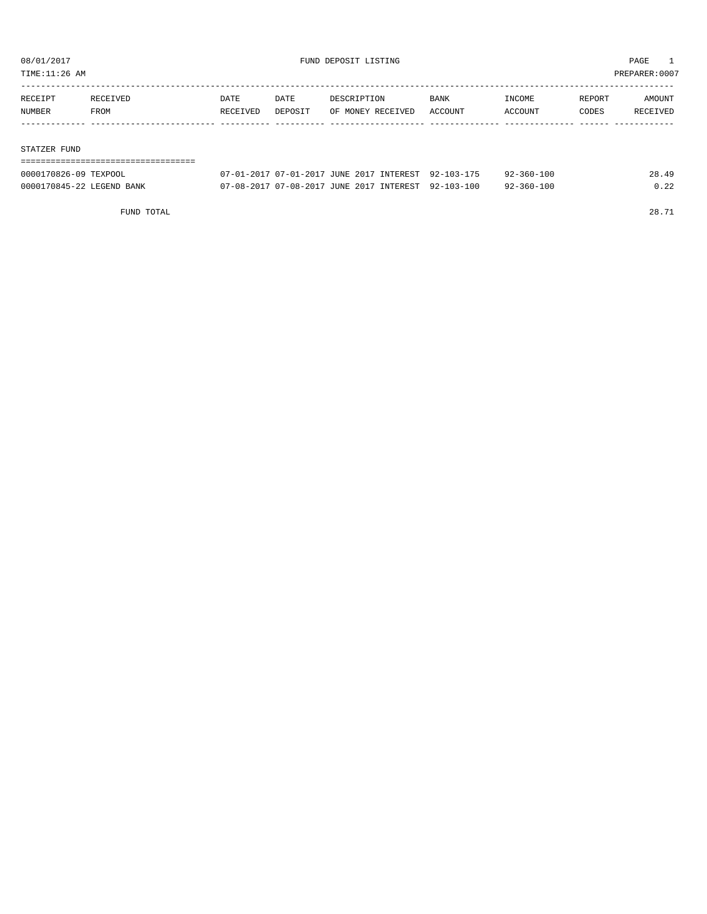08/01/2017 FUND DEPOSIT LISTING

TIME:11:26 AM PREPARER:0007

| RECEIPT NUMBER | RECEIVED FROM | DATE RECEIVED | DATE DEPOSIT | DESCRIPTION OF MONEY RECEIVED | BANK ACCOUNT | INCOME ACCOUNT | REPORT CODES | AMOUNT RECEIVED |
|---|---|---|---|---|---|---|---|---|
| **STATZER FUND** | | | | | | | | |
| 0000170826-09 | TEXPOOL | 07-01-2017 | 07-01-2017 | JUNE 2017 INTEREST | 92-103-175 | 92-360-100 | | 28.49 |
| 0000170845-22 | LEGEND BANK | 07-08-2017 | 07-08-2017 | JUNE 2017 INTEREST | 92-103-100 | 92-360-100 | | 0.22 |
| | FUND TOTAL | | | | | | | 28.71 |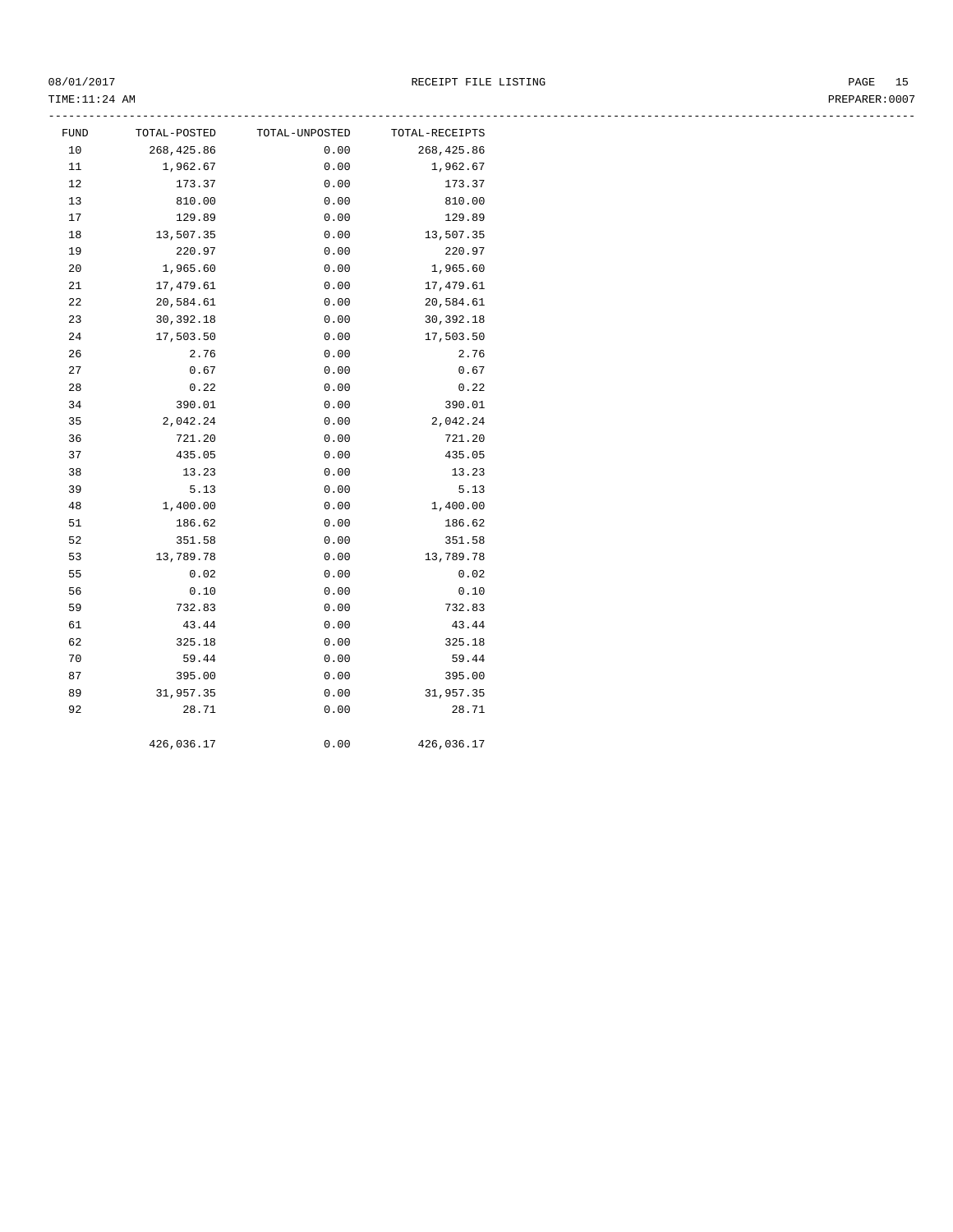08/01/2017 RECEIPT FILE LISTING

TIME:11:24 AM PREPARER:0007

| FUND | TOTAL-POSTED | TOTAL-UNPOSTED | TOTAL-RECEIPTS |
|---|---|---|---|
| 10 | 268,425.86 | 0.00 | 268,425.86 |
| 11 | 1,962.67 | 0.00 | 1,962.67 |
| 12 | 173.37 | 0.00 | 173.37 |
| 13 | 810.00 | 0.00 | 810.00 |
| 17 | 129.89 | 0.00 | 129.89 |
| 18 | 13,507.35 | 0.00 | 13,507.35 |
| 19 | 220.97 | 0.00 | 220.97 |
| 20 | 1,965.60 | 0.00 | 1,965.60 |
| 21 | 17,479.61 | 0.00 | 17,479.61 |
| 22 | 20,584.61 | 0.00 | 20,584.61 |
| 23 | 30,392.18 | 0.00 | 30,392.18 |
| 24 | 17,503.50 | 0.00 | 17,503.50 |
| 26 | 2.76 | 0.00 | 2.76 |
| 27 | 0.67 | 0.00 | 0.67 |
| 28 | 0.22 | 0.00 | 0.22 |
| 34 | 390.01 | 0.00 | 390.01 |
| 35 | 2,042.24 | 0.00 | 2,042.24 |
| 36 | 721.20 | 0.00 | 721.20 |
| 37 | 435.05 | 0.00 | 435.05 |
| 38 | 13.23 | 0.00 | 13.23 |
| 39 | 5.13 | 0.00 | 5.13 |
| 48 | 1,400.00 | 0.00 | 1,400.00 |
| 51 | 186.62 | 0.00 | 186.62 |
| 52 | 351.58 | 0.00 | 351.58 |
| 53 | 13,789.78 | 0.00 | 13,789.78 |
| 55 | 0.02 | 0.00 | 0.02 |
| 56 | 0.10 | 0.00 | 0.10 |
| 59 | 732.83 | 0.00 | 732.83 |
| 61 | 43.44 | 0.00 | 43.44 |
| 62 | 325.18 | 0.00 | 325.18 |
| 70 | 59.44 | 0.00 | 59.44 |
| 87 | 395.00 | 0.00 | 395.00 |
| 89 | 31,957.35 | 0.00 | 31,957.35 |
| 92 | 28.71 | 0.00 | 28.71 |
| | 426,036.17 | 0.00 | 426,036.17 |